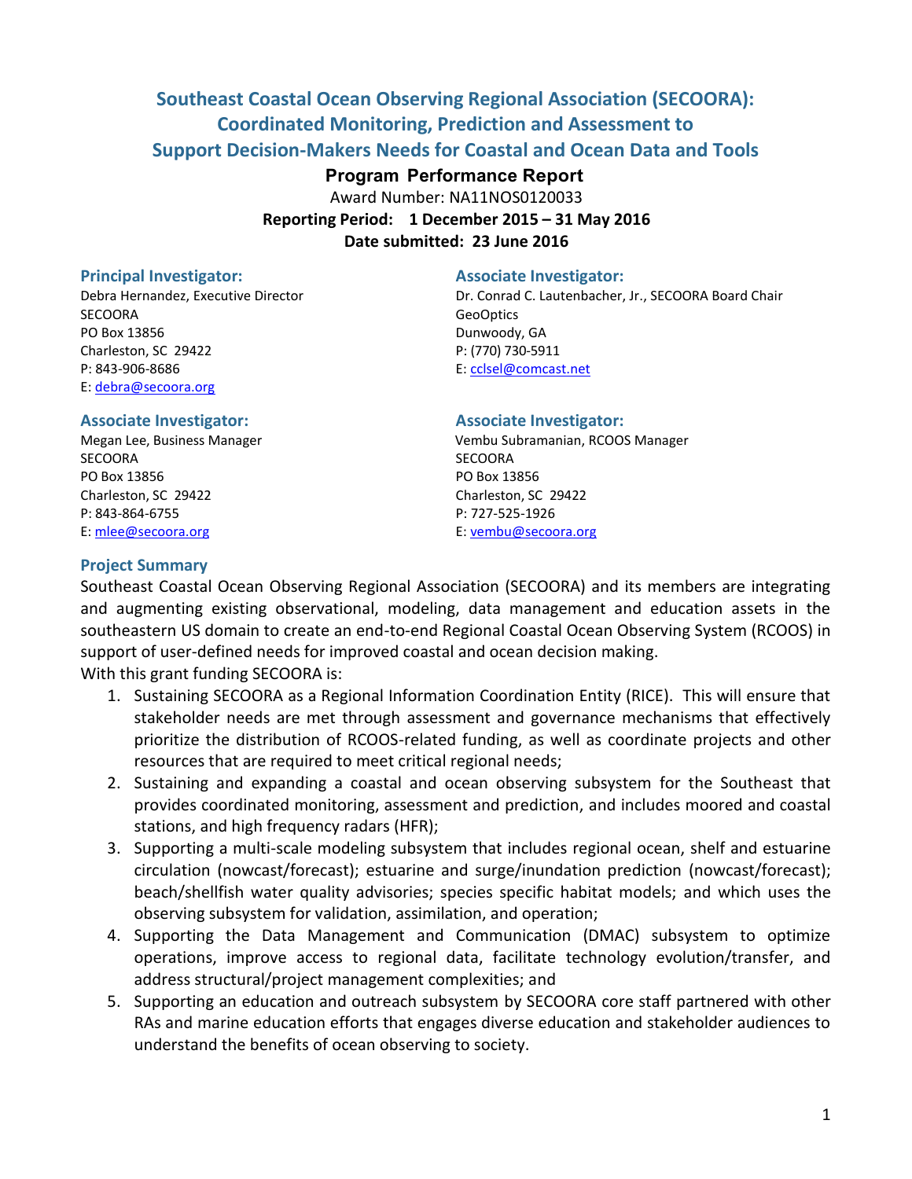# Southeast Coastal Ocean Observing Regional Association (SECOORA): Coordinated Monitoring, Prediction and Assessment to Support Decision-Makers Needs for Coastal and Ocean Data and Tools

## Program Performance Report

Award Number: NA11NOS0120033

**Reporting Period: 1 December 2015 – 31 May 2016**

**Date submitted: 23 June 2016**

### Principal Investigator:

Debra Hernandez, Executive Director
SECOORA
PO Box 13856
Charleston, SC 29422
P: 843-906-8686
E: debra@secoora.org

### Associate Investigator:

Dr. Conrad C. Lautenbacher, Jr., SECOORA Board Chair
GeoOptics
Dunwoody, GA
P: (770) 730-5911
E: cclsel@comcast.net

### Associate Investigator:

Megan Lee, Business Manager
SECOORA
PO Box 13856
Charleston, SC 29422
P: 843-864-6755
E: mlee@secoora.org

### Associate Investigator:

Vembu Subramanian, RCOOS Manager
SECOORA
PO Box 13856
Charleston, SC 29422
P: 727-525-1926
E: vembu@secoora.org

### Project Summary

Southeast Coastal Ocean Observing Regional Association (SECOORA) and its members are integrating and augmenting existing observational, modeling, data management and education assets in the southeastern US domain to create an end-to-end Regional Coastal Ocean Observing System (RCOOS) in support of user-defined needs for improved coastal and ocean decision making.

With this grant funding SECOORA is:

1. Sustaining SECOORA as a Regional Information Coordination Entity (RICE). This will ensure that stakeholder needs are met through assessment and governance mechanisms that effectively prioritize the distribution of RCOOS-related funding, as well as coordinate projects and other resources that are required to meet critical regional needs;
2. Sustaining and expanding a coastal and ocean observing subsystem for the Southeast that provides coordinated monitoring, assessment and prediction, and includes moored and coastal stations, and high frequency radars (HFR);
3. Supporting a multi-scale modeling subsystem that includes regional ocean, shelf and estuarine circulation (nowcast/forecast); estuarine and surge/inundation prediction (nowcast/forecast); beach/shellfish water quality advisories; species specific habitat models; and which uses the observing subsystem for validation, assimilation, and operation;
4. Supporting the Data Management and Communication (DMAC) subsystem to optimize operations, improve access to regional data, facilitate technology evolution/transfer, and address structural/project management complexities; and
5. Supporting an education and outreach subsystem by SECOORA core staff partnered with other RAs and marine education efforts that engages diverse education and stakeholder audiences to understand the benefits of ocean observing to society.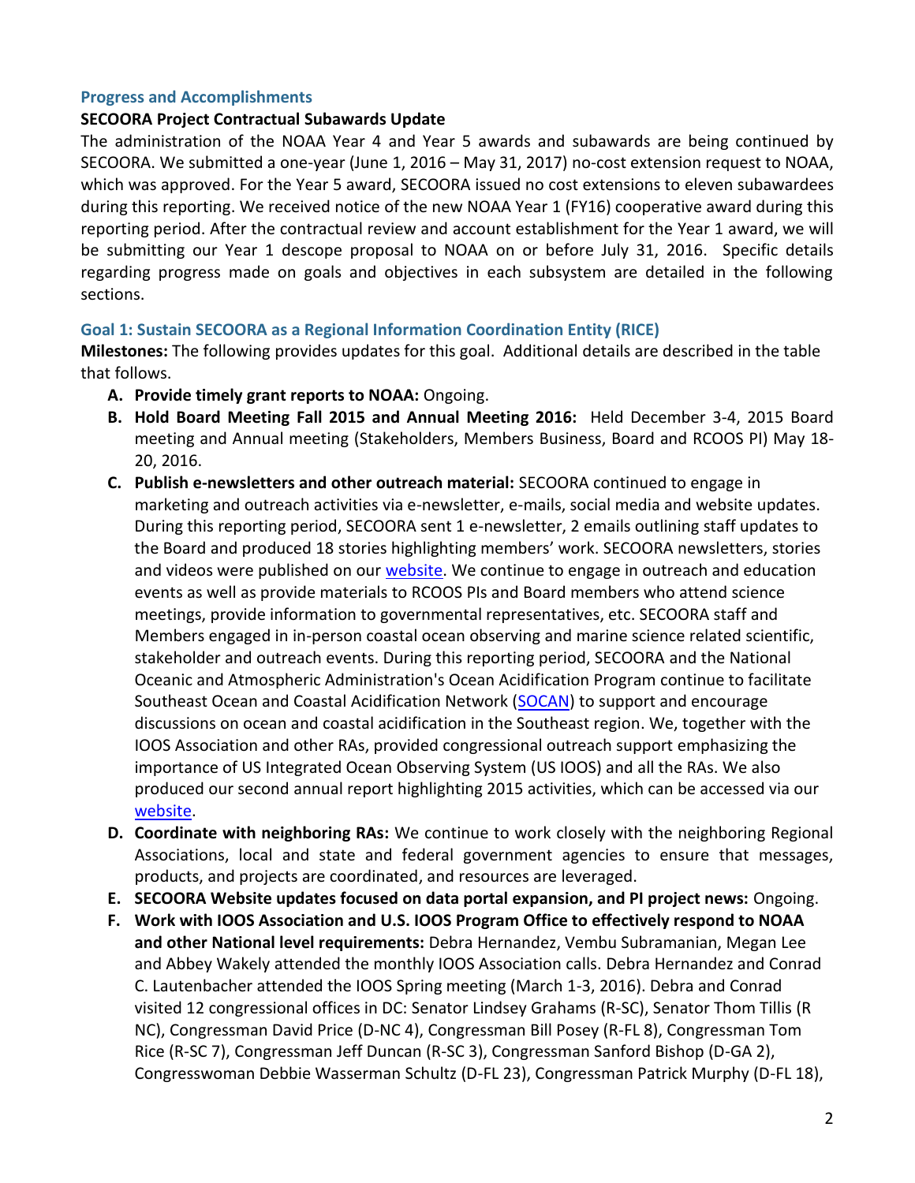## Progress and Accomplishments

**SECOORA Project Contractual Subawards Update**

The administration of the NOAA Year 4 and Year 5 awards and subawards are being continued by SECOORA. We submitted a one-year (June 1, 2016 – May 31, 2017) no-cost extension request to NOAA, which was approved. For the Year 5 award, SECOORA issued no cost extensions to eleven subawardees during this reporting. We received notice of the new NOAA Year 1 (FY16) cooperative award during this reporting period. After the contractual review and account establishment for the Year 1 award, we will be submitting our Year 1 descope proposal to NOAA on or before July 31, 2016. Specific details regarding progress made on goals and objectives in each subsystem are detailed in the following sections.

### Goal 1: Sustain SECOORA as a Regional Information Coordination Entity (RICE)

**Milestones:** The following provides updates for this goal. Additional details are described in the table that follows.

A. **Provide timely grant reports to NOAA:** Ongoing.
B. **Hold Board Meeting Fall 2015 and Annual Meeting 2016:** Held December 3-4, 2015 Board meeting and Annual meeting (Stakeholders, Members Business, Board and RCOOS PI) May 18-20, 2016.
C. **Publish e-newsletters and other outreach material:** SECOORA continued to engage in marketing and outreach activities via e-newsletter, e-mails, social media and website updates. During this reporting period, SECOORA sent 1 e-newsletter, 2 emails outlining staff updates to the Board and produced 18 stories highlighting members' work. SECOORA newsletters, stories and videos were published on our website. We continue to engage in outreach and education events as well as provide materials to RCOOS PIs and Board members who attend science meetings, provide information to governmental representatives, etc. SECOORA staff and Members engaged in in-person coastal ocean observing and marine science related scientific, stakeholder and outreach events. During this reporting period, SECOORA and the National Oceanic and Atmospheric Administration's Ocean Acidification Program continue to facilitate Southeast Ocean and Coastal Acidification Network (SOCAN) to support and encourage discussions on ocean and coastal acidification in the Southeast region. We, together with the IOOS Association and other RAs, provided congressional outreach support emphasizing the importance of US Integrated Ocean Observing System (US IOOS) and all the RAs. We also produced our second annual report highlighting 2015 activities, which can be accessed via our website.
D. **Coordinate with neighboring RAs:** We continue to work closely with the neighboring Regional Associations, local and state and federal government agencies to ensure that messages, products, and projects are coordinated, and resources are leveraged.
E. **SECOORA Website updates focused on data portal expansion, and PI project news:** Ongoing.
F. **Work with IOOS Association and U.S. IOOS Program Office to effectively respond to NOAA and other National level requirements:** Debra Hernandez, Vembu Subramanian, Megan Lee and Abbey Wakely attended the monthly IOOS Association calls. Debra Hernandez and Conrad C. Lautenbacher attended the IOOS Spring meeting (March 1-3, 2016). Debra and Conrad visited 12 congressional offices in DC: Senator Lindsey Grahams (R-SC), Senator Thom Tillis (R NC), Congressman David Price (D-NC 4), Congressman Bill Posey (R-FL 8), Congressman Tom Rice (R-SC 7), Congressman Jeff Duncan (R-SC 3), Congressman Sanford Bishop (D-GA 2), Congresswoman Debbie Wasserman Schultz (D-FL 23), Congressman Patrick Murphy (D-FL 18),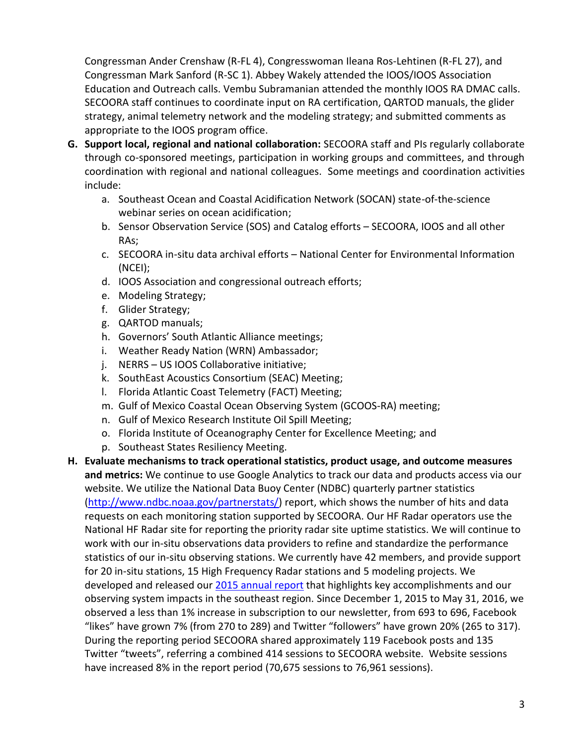Congressman Ander Crenshaw (R-FL 4), Congresswoman Ileana Ros-Lehtinen (R-FL 27), and Congressman Mark Sanford (R-SC 1). Abbey Wakely attended the IOOS/IOOS Association Education and Outreach calls. Vembu Subramanian attended the monthly IOOS RA DMAC calls. SECOORA staff continues to coordinate input on RA certification, QARTOD manuals, the glider strategy, animal telemetry network and the modeling strategy; and submitted comments as appropriate to the IOOS program office.

G. **Support local, regional and national collaboration:** SECOORA staff and PIs regularly collaborate through co-sponsored meetings, participation in working groups and committees, and through coordination with regional and national colleagues. Some meetings and coordination activities include:
   a. Southeast Ocean and Coastal Acidification Network (SOCAN) state-of-the-science webinar series on ocean acidification;
   b. Sensor Observation Service (SOS) and Catalog efforts – SECOORA, IOOS and all other RAs;
   c. SECOORA in-situ data archival efforts – National Center for Environmental Information (NCEI);
   d. IOOS Association and congressional outreach efforts;
   e. Modeling Strategy;
   f. Glider Strategy;
   g. QARTOD manuals;
   h. Governors' South Atlantic Alliance meetings;
   i. Weather Ready Nation (WRN) Ambassador;
   j. NERRS – US IOOS Collaborative initiative;
   k. SouthEast Acoustics Consortium (SEAC) Meeting;
   l. Florida Atlantic Coast Telemetry (FACT) Meeting;
   m. Gulf of Mexico Coastal Ocean Observing System (GCOOS-RA) meeting;
   n. Gulf of Mexico Research Institute Oil Spill Meeting;
   o. Florida Institute of Oceanography Center for Excellence Meeting; and
   p. Southeast States Resiliency Meeting.

H. **Evaluate mechanisms to track operational statistics, product usage, and outcome measures and metrics:** We continue to use Google Analytics to track our data and products access via our website. We utilize the National Data Buoy Center (NDBC) quarterly partner statistics ([http://www.ndbc.noaa.gov/partnerstats/](http://www.ndbc.noaa.gov/partnerstats/)) report, which shows the number of hits and data requests on each monitoring station supported by SECOORA. Our HF Radar operators use the National HF Radar site for reporting the priority radar site uptime statistics. We will continue to work with our in-situ observations data providers to refine and standardize the performance statistics of our in-situ observing stations. We currently have 42 members, and provide support for 20 in-situ stations, 15 High Frequency Radar stations and 5 modeling projects. We developed and released our 2015 annual report that highlights key accomplishments and our observing system impacts in the southeast region. Since December 1, 2015 to May 31, 2016, we observed a less than 1% increase in subscription to our newsletter, from 693 to 696, Facebook "likes" have grown 7% (from 270 to 289) and Twitter "followers" have grown 20% (265 to 317). During the reporting period SECOORA shared approximately 119 Facebook posts and 135 Twitter "tweets", referring a combined 414 sessions to SECOORA website. Website sessions have increased 8% in the report period (70,675 sessions to 76,961 sessions).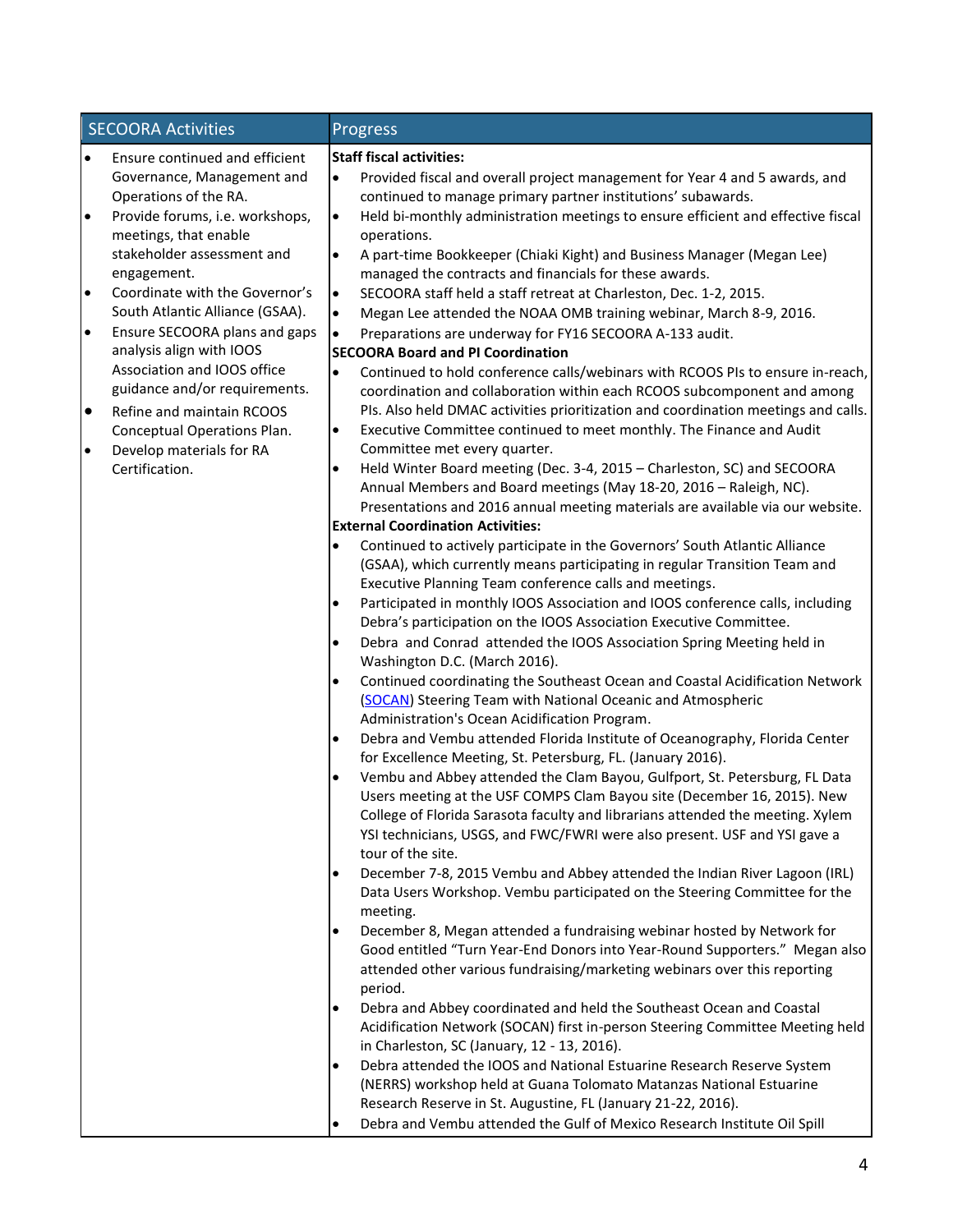| SECOORA Activities | Progress |
|---|---|
| • Ensure continued and efficient Governance, Management and Operations of the RA.<br>• Provide forums, i.e. workshops, meetings, that enable stakeholder assessment and engagement.<br>• Coordinate with the Governor's South Atlantic Alliance (GSAA).<br>• Ensure SECOORA plans and gaps analysis align with IOOS Association and IOOS office guidance and/or requirements.<br>• Refine and maintain RCOOS Conceptual Operations Plan.<br>• Develop materials for RA Certification. | **Staff fiscal activities:**<br>• Provided fiscal and overall project management for Year 4 and 5 awards, and continued to manage primary partner institutions' subawards.<br>• Held bi-monthly administration meetings to ensure efficient and effective fiscal operations.<br>• A part-time Bookkeeper (Chiaki Kight) and Business Manager (Megan Lee) managed the contracts and financials for these awards.<br>• SECOORA staff held a staff retreat at Charleston, Dec. 1-2, 2015.<br>• Megan Lee attended the NOAA OMB training webinar, March 8-9, 2016.<br>• Preparations are underway for FY16 SECOORA A-133 audit.<br>**SECOORA Board and PI Coordination**<br>• Continued to hold conference calls/webinars with RCOOS PIs to ensure in-reach, coordination and collaboration within each RCOOS subcomponent and among PIs. Also held DMAC activities prioritization and coordination meetings and calls.<br>• Executive Committee continued to meet monthly. The Finance and Audit Committee met every quarter.<br>• Held Winter Board meeting (Dec. 3-4, 2015 – Charleston, SC) and SECOORA Annual Members and Board meetings (May 18-20, 2016 – Raleigh, NC). Presentations and 2016 annual meeting materials are available via our website.<br>**External Coordination Activities:**<br>• Continued to actively participate in the Governors' South Atlantic Alliance (GSAA), which currently means participating in regular Transition Team and Executive Planning Team conference calls and meetings.<br>• Participated in monthly IOOS Association and IOOS conference calls, including Debra's participation on the IOOS Association Executive Committee.<br>• Debra and Conrad attended the IOOS Association Spring Meeting held in Washington D.C. (March 2016).<br>• Continued coordinating the Southeast Ocean and Coastal Acidification Network (SOCAN) Steering Team with National Oceanic and Atmospheric Administration's Ocean Acidification Program.<br>• Debra and Vembu attended Florida Institute of Oceanography, Florida Center for Excellence Meeting, St. Petersburg, FL. (January 2016).<br>• Vembu and Abbey attended the Clam Bayou, Gulfport, St. Petersburg, FL Data Users meeting at the USF COMPS Clam Bayou site (December 16, 2015). New College of Florida Sarasota faculty and librarians attended the meeting. Xylem YSI technicians, USGS, and FWC/FWRI were also present. USF and YSI gave a tour of the site.<br>• December 7-8, 2015 Vembu and Abbey attended the Indian River Lagoon (IRL) Data Users Workshop. Vembu participated on the Steering Committee for the meeting.<br>• December 8, Megan attended a fundraising webinar hosted by Network for Good entitled "Turn Year-End Donors into Year-Round Supporters." Megan also attended other various fundraising/marketing webinars over this reporting period.<br>• Debra and Abbey coordinated and held the Southeast Ocean and Coastal Acidification Network (SOCAN) first in-person Steering Committee Meeting held in Charleston, SC (January, 12 - 13, 2016).<br>• Debra attended the IOOS and National Estuarine Research Reserve System (NERRS) workshop held at Guana Tolomato Matanzas National Estuarine Research Reserve in St. Augustine, FL (January 21-22, 2016).<br>• Debra and Vembu attended the Gulf of Mexico Research Institute Oil Spill |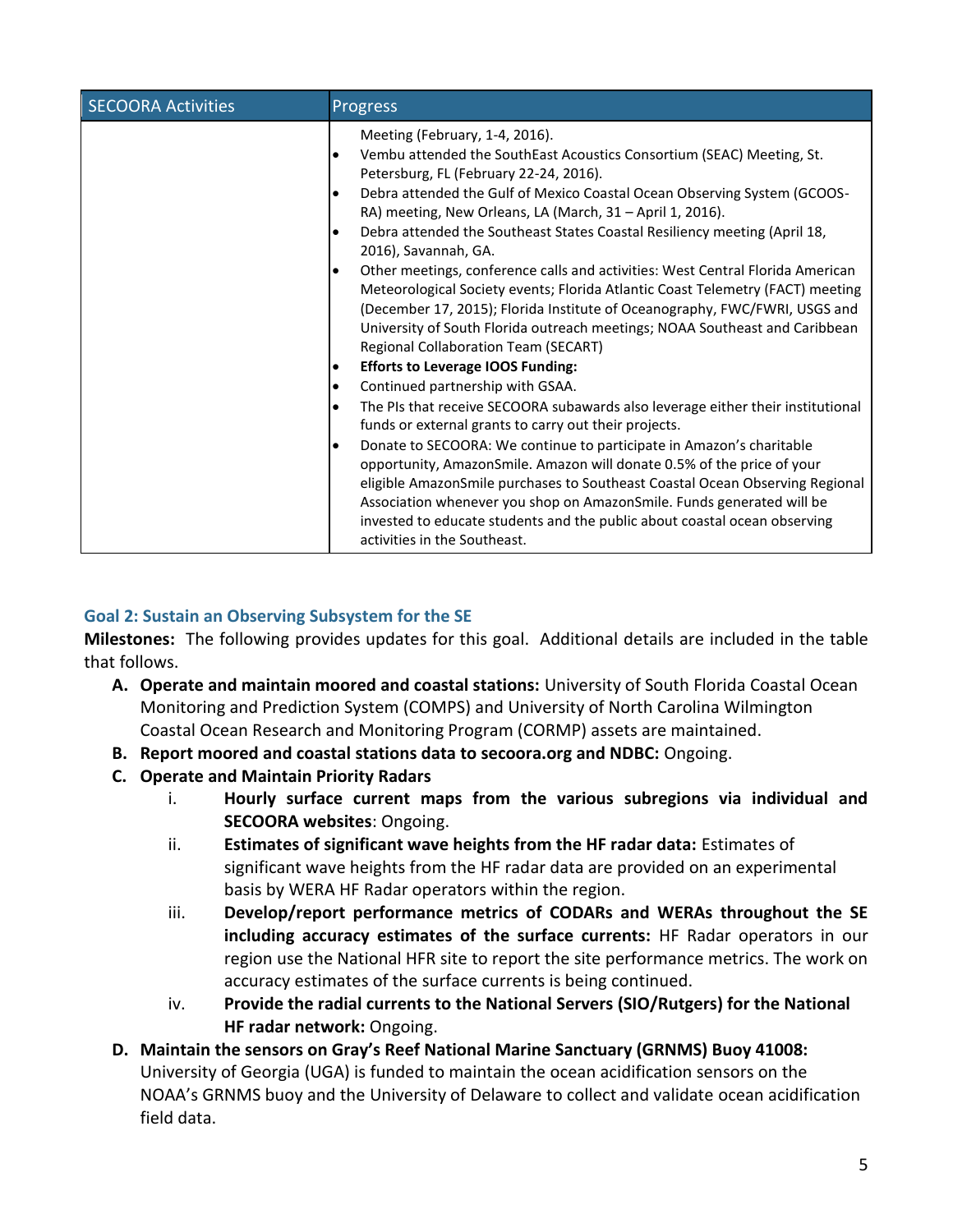| SECOORA Activities | Progress |
| --- | --- |
| | Meeting (February, 1-4, 2016).<br>• Vembu attended the SouthEast Acoustics Consortium (SEAC) Meeting, St. Petersburg, FL (February 22-24, 2016).<br>• Debra attended the Gulf of Mexico Coastal Ocean Observing System (GCOOS-RA) meeting, New Orleans, LA (March, 31 – April 1, 2016).<br>• Debra attended the Southeast States Coastal Resiliency meeting (April 18, 2016), Savannah, GA.<br>• Other meetings, conference calls and activities: West Central Florida American Meteorological Society events; Florida Atlantic Coast Telemetry (FACT) meeting (December 17, 2015); Florida Institute of Oceanography, FWC/FWRI, USGS and University of South Florida outreach meetings; NOAA Southeast and Caribbean Regional Collaboration Team (SECART)<br>• **Efforts to Leverage IOOS Funding:**<br>• Continued partnership with GSAA.<br>• The PIs that receive SECOORA subawards also leverage either their institutional funds or external grants to carry out their projects.<br>• Donate to SECOORA: We continue to participate in Amazon's charitable opportunity, AmazonSmile. Amazon will donate 0.5% of the price of your eligible AmazonSmile purchases to Southeast Coastal Ocean Observing Regional Association whenever you shop on AmazonSmile. Funds generated will be invested to educate students and the public about coastal ocean observing activities in the Southeast. |

### Goal 2: Sustain an Observing Subsystem for the SE

**Milestones:** The following provides updates for this goal. Additional details are included in the table that follows.

A. **Operate and maintain moored and coastal stations:** University of South Florida Coastal Ocean Monitoring and Prediction System (COMPS) and University of North Carolina Wilmington Coastal Ocean Research and Monitoring Program (CORMP) assets are maintained.
B. **Report moored and coastal stations data to secoora.org and NDBC:** Ongoing.
C. **Operate and Maintain Priority Radars**
    i. **Hourly surface current maps from the various subregions via individual and SECOORA websites**: Ongoing.
    ii. **Estimates of significant wave heights from the HF radar data:** Estimates of significant wave heights from the HF radar data are provided on an experimental basis by WERA HF Radar operators within the region.
    iii. **Develop/report performance metrics of CODARs and WERAs throughout the SE including accuracy estimates of the surface currents:** HF Radar operators in our region use the National HFR site to report the site performance metrics. The work on accuracy estimates of the surface currents is being continued.
    iv. **Provide the radial currents to the National Servers (SIO/Rutgers) for the National HF radar network:** Ongoing.
D. **Maintain the sensors on Gray's Reef National Marine Sanctuary (GRNMS) Buoy 41008:** University of Georgia (UGA) is funded to maintain the ocean acidification sensors on the NOAA's GRNMS buoy and the University of Delaware to collect and validate ocean acidification field data.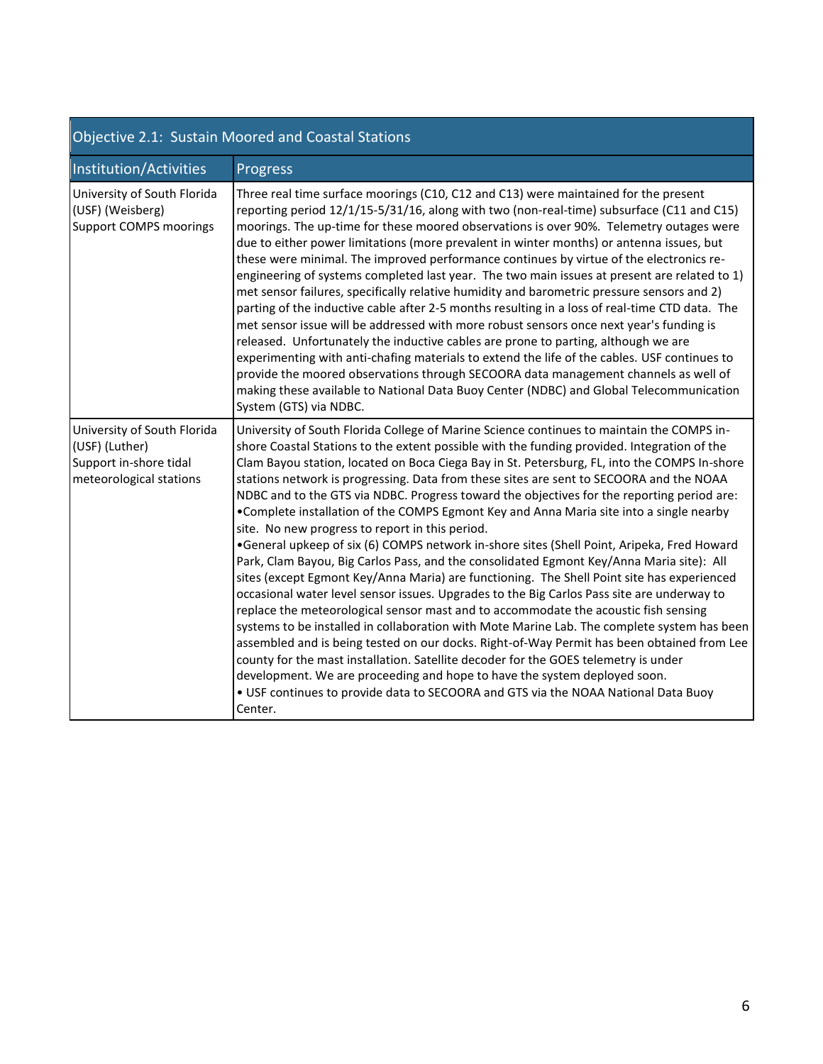| Objective 2.1: Sustain Moored and Coastal Stations | |
|---|---|
| **Institution/Activities** | **Progress** |
| University of South Florida (USF) (Weisberg)<br>Support COMPS moorings | Three real time surface moorings (C10, C12 and C13) were maintained for the present reporting period 12/1/15-5/31/16, along with two (non-real-time) subsurface (C11 and C15) moorings. The up-time for these moored observations is over 90%. Telemetry outages were due to either power limitations (more prevalent in winter months) or antenna issues, but these were minimal. The improved performance continues by virtue of the electronics re-engineering of systems completed last year. The two main issues at present are related to 1) met sensor failures, specifically relative humidity and barometric pressure sensors and 2) parting of the inductive cable after 2-5 months resulting in a loss of real-time CTD data. The met sensor issue will be addressed with more robust sensors once next year's funding is released. Unfortunately the inductive cables are prone to parting, although we are experimenting with anti-chafing materials to extend the life of the cables. USF continues to provide the moored observations through SECOORA data management channels as well of making these available to National Data Buoy Center (NDBC) and Global Telecommunication System (GTS) via NDBC. |
| University of South Florida (USF) (Luther)<br>Support in-shore tidal meteorological stations | University of South Florida College of Marine Science continues to maintain the COMPS in-shore Coastal Stations to the extent possible with the funding provided. Integration of the Clam Bayou station, located on Boca Ciega Bay in St. Petersburg, FL, into the COMPS In-shore stations network is progressing. Data from these sites are sent to SECOORA and the NOAA NDBC and to the GTS via NDBC. Progress toward the objectives for the reporting period are:<br>•Complete installation of the COMPS Egmont Key and Anna Maria site into a single nearby site. No new progress to report in this period.<br>•General upkeep of six (6) COMPS network in-shore sites (Shell Point, Aripeka, Fred Howard Park, Clam Bayou, Big Carlos Pass, and the consolidated Egmont Key/Anna Maria site): All sites (except Egmont Key/Anna Maria) are functioning. The Shell Point site has experienced occasional water level sensor issues. Upgrades to the Big Carlos Pass site are underway to replace the meteorological sensor mast and to accommodate the acoustic fish sensing systems to be installed in collaboration with Mote Marine Lab. The complete system has been assembled and is being tested on our docks. Right-of-Way Permit has been obtained from Lee county for the mast installation. Satellite decoder for the GOES telemetry is under development. We are proceeding and hope to have the system deployed soon.<br>• USF continues to provide data to SECOORA and GTS via the NOAA National Data Buoy Center. |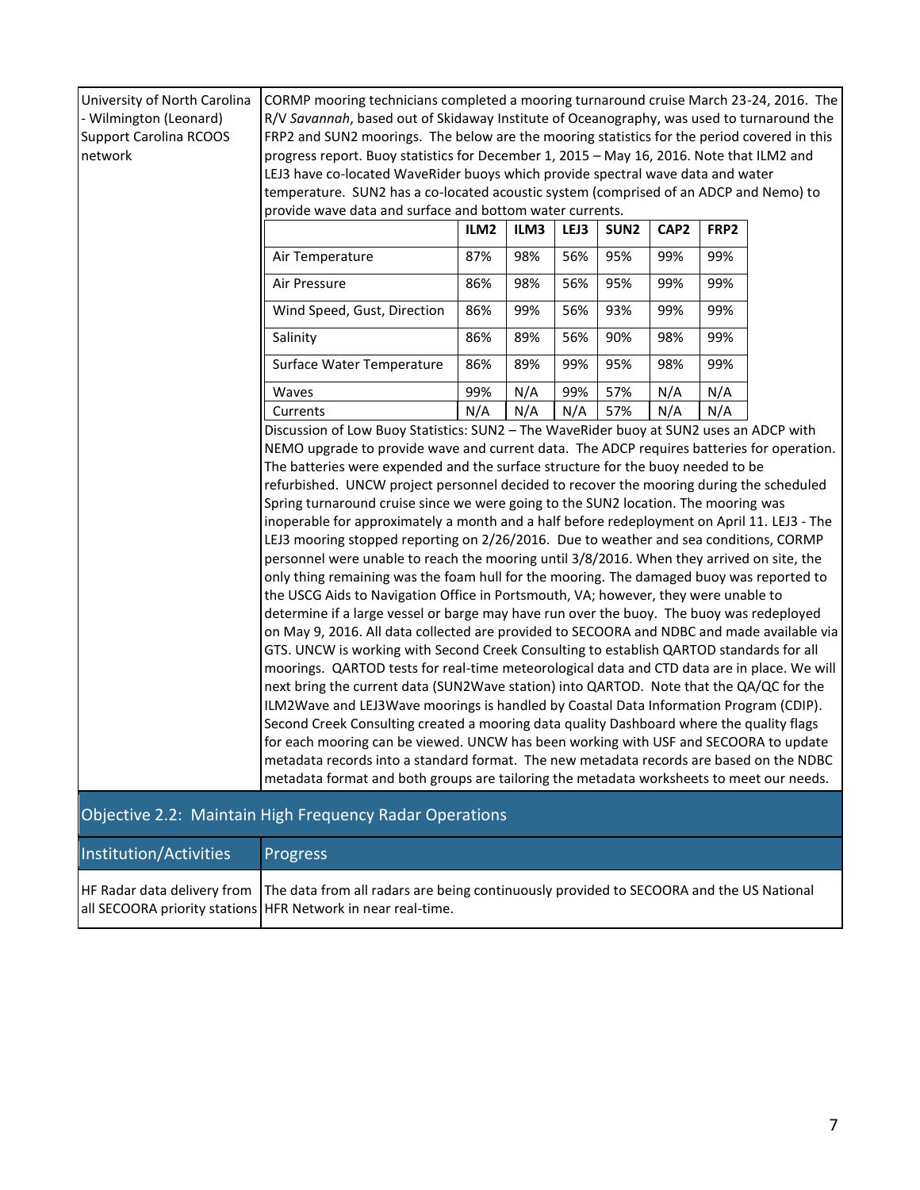| University of North Carolina - Wilmington (Leonard) Support Carolina RCOOS network | CORMP mooring technicians completed a mooring turnaround cruise March 23-24, 2016. The R/V *Savannah*, based out of Skidaway Institute of Oceanography, was used to turnaround the FRP2 and SUN2 moorings. The below are the mooring statistics for the period covered in this progress report. Buoy statistics for December 1, 2015 – May 16, 2016. Note that ILM2 and LEJ3 have co-located WaveRider buoys which provide spectral wave data and water temperature. SUN2 has a co-located acoustic system (comprised of an ADCP and Nemo) to provide wave data and surface and bottom water currents. |
|---|---|

| | ILM2 | ILM3 | LEJ3 | SUN2 | CAP2 | FRP2 |
|---|---|---|---|---|---|---|
| Air Temperature | 87% | 98% | 56% | 95% | 99% | 99% |
| Air Pressure | 86% | 98% | 56% | 95% | 99% | 99% |
| Wind Speed, Gust, Direction | 86% | 99% | 56% | 93% | 99% | 99% |
| Salinity | 86% | 89% | 56% | 90% | 98% | 99% |
| Surface Water Temperature | 86% | 89% | 99% | 95% | 98% | 99% |
| Waves | 99% | N/A | 99% | 57% | N/A | N/A |
| Currents | N/A | N/A | N/A | 57% | N/A | N/A |

Discussion of Low Buoy Statistics: SUN2 – The WaveRider buoy at SUN2 uses an ADCP with NEMO upgrade to provide wave and current data. The ADCP requires batteries for operation. The batteries were expended and the surface structure for the buoy needed to be refurbished. UNCW project personnel decided to recover the mooring during the scheduled Spring turnaround cruise since we were going to the SUN2 location. The mooring was inoperable for approximately a month and a half before redeployment on April 11. LEJ3 - The LEJ3 mooring stopped reporting on 2/26/2016. Due to weather and sea conditions, CORMP personnel were unable to reach the mooring until 3/8/2016. When they arrived on site, the only thing remaining was the foam hull for the mooring. The damaged buoy was reported to the USCG Aids to Navigation Office in Portsmouth, VA; however, they were unable to determine if a large vessel or barge may have run over the buoy. The buoy was redeployed on May 9, 2016. All data collected are provided to SECOORA and NDBC and made available via GTS. UNCW is working with Second Creek Consulting to establish QARTOD standards for all moorings. QARTOD tests for real-time meteorological data and CTD data are in place. We will next bring the current data (SUN2Wave station) into QARTOD. Note that the QA/QC for the ILM2Wave and LEJ3Wave moorings is handled by Coastal Data Information Program (CDIP). Second Creek Consulting created a mooring data quality Dashboard where the quality flags for each mooring can be viewed. UNCW has been working with USF and SECOORA to update metadata records into a standard format. The new metadata records are based on the NDBC metadata format and both groups are tailoring the metadata worksheets to meet our needs.

## Objective 2.2: Maintain High Frequency Radar Operations

| Institution/Activities | Progress |
|---|---|
| HF Radar data delivery from all SECOORA priority stations | The data from all radars are being continuously provided to SECOORA and the US National HFR Network in near real-time. |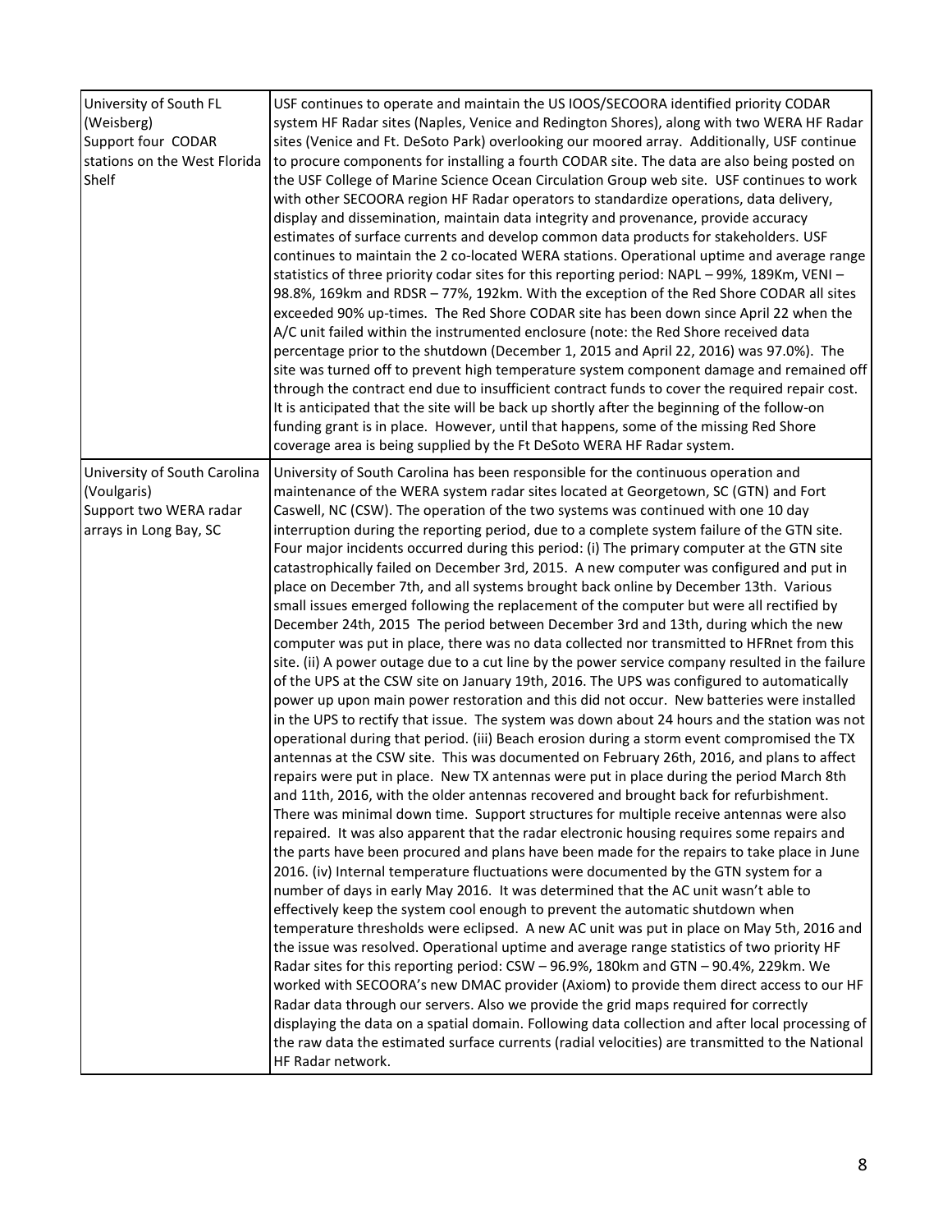| | |
|---|---|
| University of South FL (Weisberg)<br>Support four CODAR stations on the West Florida Shelf | USF continues to operate and maintain the US IOOS/SECOORA identified priority CODAR system HF Radar sites (Naples, Venice and Redington Shores), along with two WERA HF Radar sites (Venice and Ft. DeSoto Park) overlooking our moored array. Additionally, USF continue to procure components for installing a fourth CODAR site. The data are also being posted on the USF College of Marine Science Ocean Circulation Group web site. USF continues to work with other SECOORA region HF Radar operators to standardize operations, data delivery, display and dissemination, maintain data integrity and provenance, provide accuracy estimates of surface currents and develop common data products for stakeholders. USF continues to maintain the 2 co-located WERA stations. Operational uptime and average range statistics of three priority codar sites for this reporting period: NAPL – 99%, 189Km, VENI – 98.8%, 169km and RDSR – 77%, 192km. With the exception of the Red Shore CODAR all sites exceeded 90% up-times. The Red Shore CODAR site has been down since April 22 when the A/C unit failed within the instrumented enclosure (note: the Red Shore received data percentage prior to the shutdown (December 1, 2015 and April 22, 2016) was 97.0%). The site was turned off to prevent high temperature system component damage and remained off through the contract end due to insufficient contract funds to cover the required repair cost. It is anticipated that the site will be back up shortly after the beginning of the follow-on funding grant is in place. However, until that happens, some of the missing Red Shore coverage area is being supplied by the Ft DeSoto WERA HF Radar system. |
| University of South Carolina (Voulgaris)<br>Support two WERA radar arrays in Long Bay, SC | University of South Carolina has been responsible for the continuous operation and maintenance of the WERA system radar sites located at Georgetown, SC (GTN) and Fort Caswell, NC (CSW). The operation of the two systems was continued with one 10 day interruption during the reporting period, due to a complete system failure of the GTN site. Four major incidents occurred during this period: (i) The primary computer at the GTN site catastrophically failed on December 3rd, 2015. A new computer was configured and put in place on December 7th, and all systems brought back online by December 13th. Various small issues emerged following the replacement of the computer but were all rectified by December 24th, 2015 The period between December 3rd and 13th, during which the new computer was put in place, there was no data collected nor transmitted to HFRnet from this site. (ii) A power outage due to a cut line by the power service company resulted in the failure of the UPS at the CSW site on January 19th, 2016. The UPS was configured to automatically power up upon main power restoration and this did not occur. New batteries were installed in the UPS to rectify that issue. The system was down about 24 hours and the station was not operational during that period. (iii) Beach erosion during a storm event compromised the TX antennas at the CSW site. This was documented on February 26th, 2016, and plans to affect repairs were put in place. New TX antennas were put in place during the period March 8th and 11th, 2016, with the older antennas recovered and brought back for refurbishment. There was minimal down time. Support structures for multiple receive antennas were also repaired. It was also apparent that the radar electronic housing requires some repairs and the parts have been procured and plans have been made for the repairs to take place in June 2016. (iv) Internal temperature fluctuations were documented by the GTN system for a number of days in early May 2016. It was determined that the AC unit wasn't able to effectively keep the system cool enough to prevent the automatic shutdown when temperature thresholds were eclipsed. A new AC unit was put in place on May 5th, 2016 and the issue was resolved. Operational uptime and average range statistics of two priority HF Radar sites for this reporting period: CSW – 96.9%, 180km and GTN – 90.4%, 229km. We worked with SECOORA's new DMAC provider (Axiom) to provide them direct access to our HF Radar data through our servers. Also we provide the grid maps required for correctly displaying the data on a spatial domain. Following data collection and after local processing of the raw data the estimated surface currents (radial velocities) are transmitted to the National HF Radar network. |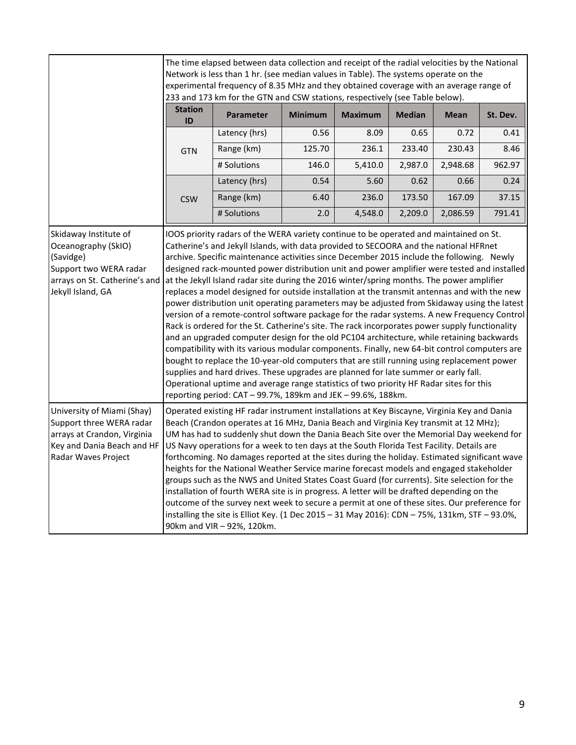| | |
|---|---|
| | The time elapsed between data collection and receipt of the radial velocities by the National Network is less than 1 hr. (see median values in Table). The systems operate on the experimental frequency of 8.35 MHz and they obtained coverage with an average range of 233 and 173 km for the GTN and CSW stations, respectively (see Table below). |

| Station ID | Parameter | Minimum | Maximum | Median | Mean | St. Dev. |
|---|---|---|---|---|---|---|
| GTN | Latency (hrs) | 0.56 | 8.09 | 0.65 | 0.72 | 0.41 |
| | Range (km) | 125.70 | 236.1 | 233.40 | 230.43 | 8.46 |
| | # Solutions | 146.0 | 5,410.0 | 2,987.0 | 2,948.68 | 962.97 |
| CSW | Latency (hrs) | 0.54 | 5.60 | 0.62 | 0.66 | 0.24 |
| | Range (km) | 6.40 | 236.0 | 173.50 | 167.09 | 37.15 |
| | # Solutions | 2.0 | 4,548.0 | 2,209.0 | 2,086.59 | 791.41 |

| | |
|---|---|
| Skidaway Institute of Oceanography (SkIO) (Savidge) Support two WERA radar arrays on St. Catherine's and Jekyll Island, GA | IOOS priority radars of the WERA variety continue to be operated and maintained on St. Catherine's and Jekyll Islands, with data provided to SECOORA and the national HFRnet archive. Specific maintenance activities since December 2015 include the following. Newly designed rack-mounted power distribution unit and power amplifier were tested and installed at the Jekyll Island radar site during the 2016 winter/spring months. The power amplifier replaces a model designed for outside installation at the transmit antennas and with the new power distribution unit operating parameters may be adjusted from Skidaway using the latest version of a remote-control software package for the radar systems. A new Frequency Control Rack is ordered for the St. Catherine's site. The rack incorporates power supply functionality and an upgraded computer design for the old PC104 architecture, while retaining backwards compatibility with its various modular components. Finally, new 64-bit control computers are bought to replace the 10-year-old computers that are still running using replacement power supplies and hard drives. These upgrades are planned for late summer or early fall. Operational uptime and average range statistics of two priority HF Radar sites for this reporting period: CAT – 99.7%, 189km and JEK – 99.6%, 188km. |
| University of Miami (Shay) Support three WERA radar arrays at Crandon, Virginia Key and Dania Beach and HF Radar Waves Project | Operated existing HF radar instrument installations at Key Biscayne, Virginia Key and Dania Beach (Crandon operates at 16 MHz, Dania Beach and Virginia Key transmit at 12 MHz); UM has had to suddenly shut down the Dania Beach Site over the Memorial Day weekend for US Navy operations for a week to ten days at the South Florida Test Facility. Details are forthcoming. No damages reported at the sites during the holiday. Estimated significant wave heights for the National Weather Service marine forecast models and engaged stakeholder groups such as the NWS and United States Coast Guard (for currents). Site selection for the installation of fourth WERA site is in progress. A letter will be drafted depending on the outcome of the survey next week to secure a permit at one of these sites. Our preference for installing the site is Elliot Key. (1 Dec 2015 – 31 May 2016): CDN – 75%, 131km, STF – 93.0%, 90km and VIR – 92%, 120km. |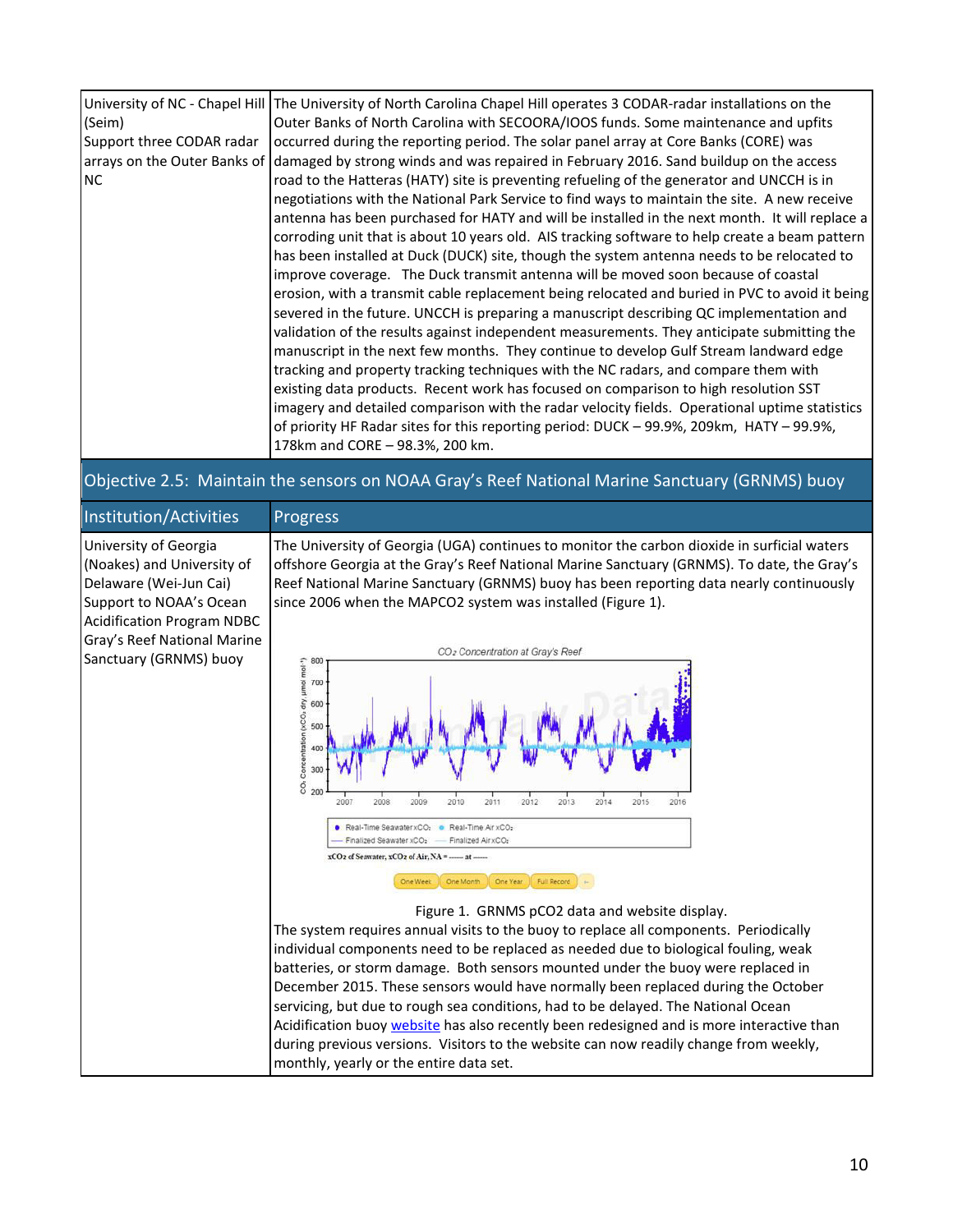| | |
|---|---|
| University of NC - Chapel Hill (Seim)<br>Support three CODAR radar arrays on the Outer Banks of NC | The University of North Carolina Chapel Hill operates 3 CODAR-radar installations on the Outer Banks of North Carolina with SECOORA/IOOS funds. Some maintenance and upfits occurred during the reporting period. The solar panel array at Core Banks (CORE) was damaged by strong winds and was repaired in February 2016. Sand buildup on the access road to the Hatteras (HATY) site is preventing refueling of the generator and UNCCH is in negotiations with the National Park Service to find ways to maintain the site. A new receive antenna has been purchased for HATY and will be installed in the next month. It will replace a corroding unit that is about 10 years old. AIS tracking software to help create a beam pattern has been installed at Duck (DUCK) site, though the system antenna needs to be relocated to improve coverage. The Duck transmit antenna will be moved soon because of coastal erosion, with a transmit cable replacement being relocated and buried in PVC to avoid it being severed in the future. UNCCH is preparing a manuscript describing QC implementation and validation of the results against independent measurements. They anticipate submitting the manuscript in the next few months. They continue to develop Gulf Stream landward edge tracking and property tracking techniques with the NC radars, and compare them with existing data products. Recent work has focused on comparison to high resolution SST imagery and detailed comparison with the radar velocity fields. Operational uptime statistics of priority HF Radar sites for this reporting period: DUCK – 99.9%, 209km, HATY – 99.9%, 178km and CORE – 98.3%, 200 km. |

## Objective 2.5: Maintain the sensors on NOAA Gray's Reef National Marine Sanctuary (GRNMS) buoy

| Institution/Activities | Progress |
|---|---|
| University of Georgia (Noakes) and University of Delaware (Wei-Jun Cai)<br>Support to NOAA's Ocean Acidification Program NDBC Gray's Reef National Marine Sanctuary (GRNMS) buoy | The University of Georgia (UGA) continues to monitor the carbon dioxide in surficial waters offshore Georgia at the Gray's Reef National Marine Sanctuary (GRNMS). To date, the Gray's Reef National Marine Sanctuary (GRNMS) buoy has been reporting data nearly continuously since 2006 when the MAPCO2 system was installed (Figure 1).<br><br>Figure 1. GRNMS pCO2 data and website display.<br>The system requires annual visits to the buoy to replace all components. Periodically individual components need to be replaced as needed due to biological fouling, weak batteries, or storm damage. Both sensors mounted under the buoy were replaced in December 2015. These sensors would have normally been replaced during the October servicing, but due to rough sea conditions, had to be delayed. The National Ocean Acidification buoy website has also recently been redesigned and is more interactive than during previous versions. Visitors to the website can now readily change from weekly, monthly, yearly or the entire data set. |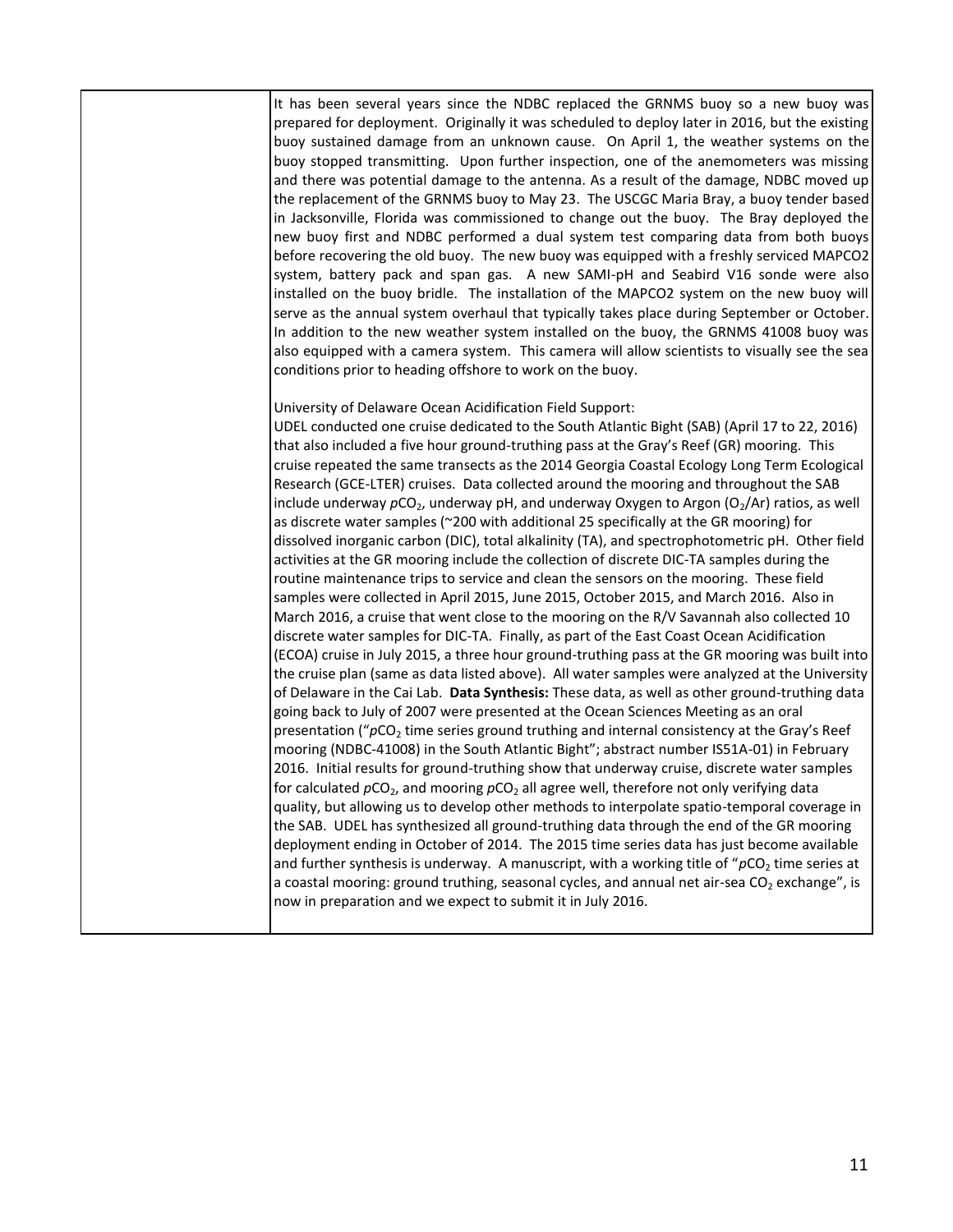| | |
|---|---|
| | It has been several years since the NDBC replaced the GRNMS buoy so a new buoy was prepared for deployment. Originally it was scheduled to deploy later in 2016, but the existing buoy sustained damage from an unknown cause. On April 1, the weather systems on the buoy stopped transmitting. Upon further inspection, one of the anemometers was missing and there was potential damage to the antenna. As a result of the damage, NDBC moved up the replacement of the GRNMS buoy to May 23. The USCGC Maria Bray, a buoy tender based in Jacksonville, Florida was commissioned to change out the buoy. The Bray deployed the new buoy first and NDBC performed a dual system test comparing data from both buoys before recovering the old buoy. The new buoy was equipped with a freshly serviced MAPCO2 system, battery pack and span gas. A new SAMI-pH and Seabird V16 sonde were also installed on the buoy bridle. The installation of the MAPCO2 system on the new buoy will serve as the annual system overhaul that typically takes place during September or October. In addition to the new weather system installed on the buoy, the GRNMS 41008 buoy was also equipped with a camera system. This camera will allow scientists to visually see the sea conditions prior to heading offshore to work on the buoy.<br><br>University of Delaware Ocean Acidification Field Support:<br>UDEL conducted one cruise dedicated to the South Atlantic Bight (SAB) (April 17 to 22, 2016) that also included a five hour ground-truthing pass at the Gray's Reef (GR) mooring. This cruise repeated the same transects as the 2014 Georgia Coastal Ecology Long Term Ecological Research (GCE-LTER) cruises. Data collected around the mooring and throughout the SAB include underway *p*$CO_2$, underway pH, and underway Oxygen to Argon ($O_2$/Ar) ratios, as well as discrete water samples (~200 with additional 25 specifically at the GR mooring) for dissolved inorganic carbon (DIC), total alkalinity (TA), and spectrophotometric pH. Other field activities at the GR mooring include the collection of discrete DIC-TA samples during the routine maintenance trips to service and clean the sensors on the mooring. These field samples were collected in April 2015, June 2015, October 2015, and March 2016. Also in March 2016, a cruise that went close to the mooring on the R/V Savannah also collected 10 discrete water samples for DIC-TA. Finally, as part of the East Coast Ocean Acidification (ECOA) cruise in July 2015, a three hour ground-truthing pass at the GR mooring was built into the cruise plan (same as data listed above). All water samples were analyzed at the University of Delaware in the Cai Lab. **Data Synthesis:** These data, as well as other ground-truthing data going back to July of 2007 were presented at the Ocean Sciences Meeting as an oral presentation ("*p*$CO_2$ time series ground truthing and internal consistency at the Gray's Reef mooring (NDBC-41008) in the South Atlantic Bight"; abstract number IS51A-01) in February 2016. Initial results for ground-truthing show that underway cruise, discrete water samples for calculated *p*$CO_2$, and mooring *p*$CO_2$ all agree well, therefore not only verifying data quality, but allowing us to develop other methods to interpolate spatio-temporal coverage in the SAB. UDEL has synthesized all ground-truthing data through the end of the GR mooring deployment ending in October of 2014. The 2015 time series data has just become available and further synthesis is underway. A manuscript, with a working title of "*p*$CO_2$ time series at a coastal mooring: ground truthing, seasonal cycles, and annual net air-sea $CO_2$ exchange", is now in preparation and we expect to submit it in July 2016. |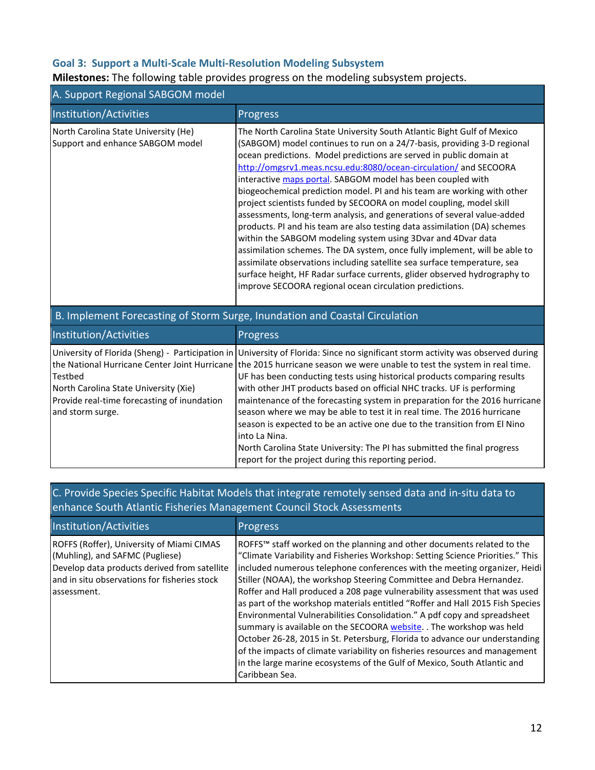### Goal 3: Support a Multi-Scale Multi-Resolution Modeling Subsystem

**Milestones:** The following table provides progress on the modeling subsystem projects.

| A. Support Regional SABGOM model | |
|---|---|
| **Institution/Activities** | **Progress** |
| North Carolina State University (He)<br>Support and enhance SABGOM model | The North Carolina State University South Atlantic Bight Gulf of Mexico (SABGOM) model continues to run on a 24/7-basis, providing 3-D regional ocean predictions. Model predictions are served in public domain at http://omgsrv1.meas.ncsu.edu:8080/ocean-circulation/ and SECOORA interactive maps portal. SABGOM model has been coupled with biogeochemical prediction model. PI and his team are working with other project scientists funded by SECOORA on model coupling, model skill assessments, long-term analysis, and generations of several value-added products. PI and his team are also testing data assimilation (DA) schemes within the SABGOM modeling system using 3Dvar and 4Dvar data assimilation schemes. The DA system, once fully implement, will be able to assimilate observations including satellite sea surface temperature, sea surface height, HF Radar surface currents, glider observed hydrography to improve SECOORA regional ocean circulation predictions. |

| B. Implement Forecasting of Storm Surge, Inundation and Coastal Circulation | |
|---|---|
| **Institution/Activities** | **Progress** |
| University of Florida (Sheng) - Participation in the National Hurricane Center Joint Hurricane Testbed<br>North Carolina State University (Xie)<br>Provide real-time forecasting of inundation and storm surge. | University of Florida: Since no significant storm activity was observed during the 2015 hurricane season we were unable to test the system in real time. UF has been conducting tests using historical products comparing results with other JHT products based on official NHC tracks. UF is performing maintenance of the forecasting system in preparation for the 2016 hurricane season where we may be able to test it in real time. The 2016 hurricane season is expected to be an active one due to the transition from El Nino into La Nina.<br>North Carolina State University: The PI has submitted the final progress report for the project during this reporting period. |

| C. Provide Species Specific Habitat Models that integrate remotely sensed data and in-situ data to enhance South Atlantic Fisheries Management Council Stock Assessments | |
|---|---|
| **Institution/Activities** | **Progress** |
| ROFFS (Roffer), University of Miami CIMAS (Muhling), and SAFMC (Pugliese)<br>Develop data products derived from satellite and in situ observations for fisheries stock assessment. | ROFFS™ staff worked on the planning and other documents related to the "Climate Variability and Fisheries Workshop: Setting Science Priorities." This included numerous telephone conferences with the meeting organizer, Heidi Stiller (NOAA), the workshop Steering Committee and Debra Hernandez. Roffer and Hall produced a 208 page vulnerability assessment that was used as part of the workshop materials entitled "Roffer and Hall 2015 Fish Species Environmental Vulnerabilities Consolidation." A pdf copy and spreadsheet summary is available on the SECOORA website. . The workshop was held October 26-28, 2015 in St. Petersburg, Florida to advance our understanding of the impacts of climate variability on fisheries resources and management in the large marine ecosystems of the Gulf of Mexico, South Atlantic and Caribbean Sea. |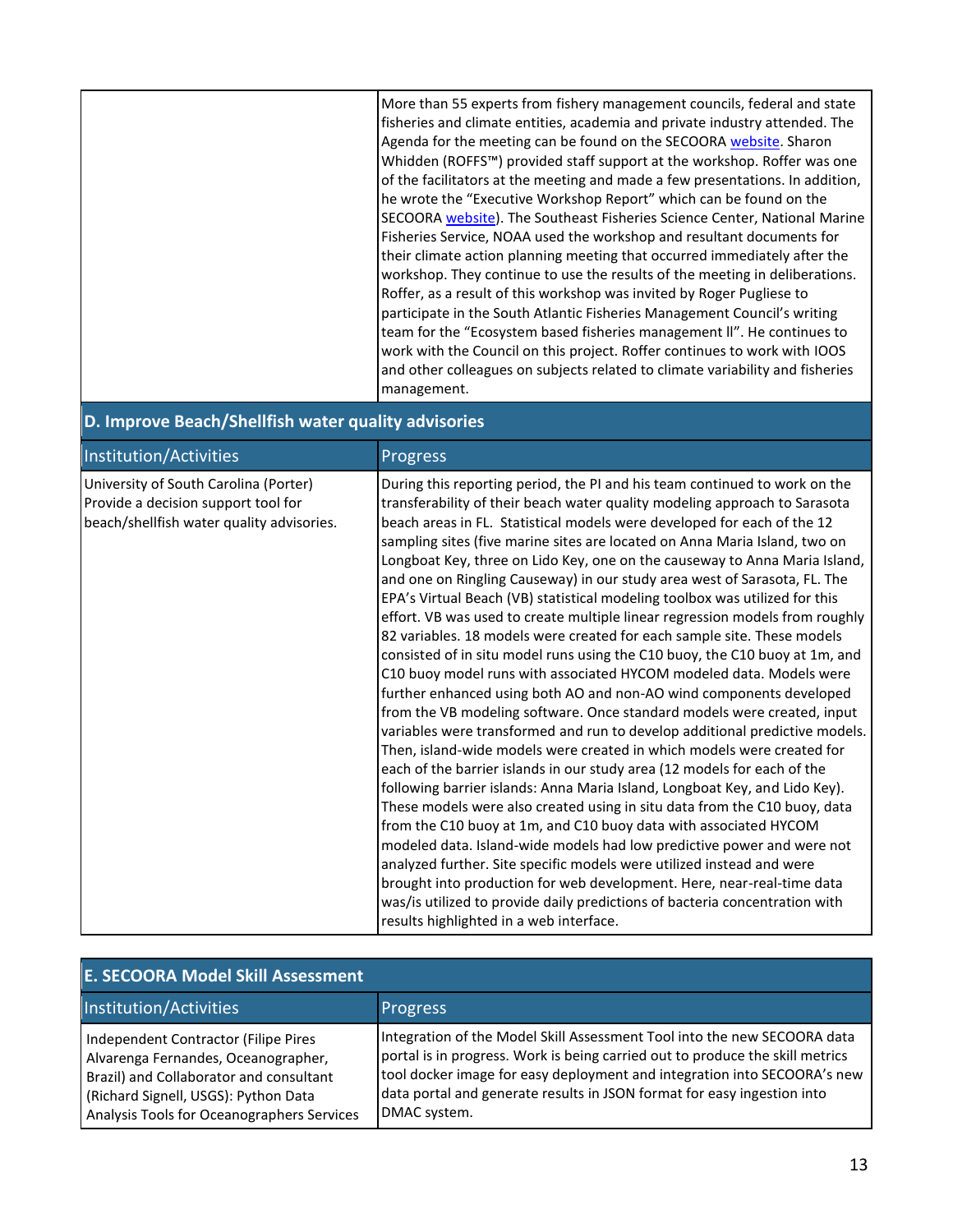| | |
|---|---|
| | More than 55 experts from fishery management councils, federal and state fisheries and climate entities, academia and private industry attended. The Agenda for the meeting can be found on the SECOORA website. Sharon Whidden (ROFFS™) provided staff support at the workshop. Roffer was one of the facilitators at the meeting and made a few presentations. In addition, he wrote the "Executive Workshop Report" which can be found on the SECOORA website). The Southeast Fisheries Science Center, National Marine Fisheries Service, NOAA used the workshop and resultant documents for their climate action planning meeting that occurred immediately after the workshop. They continue to use the results of the meeting in deliberations. Roffer, as a result of this workshop was invited by Roger Pugliese to participate in the South Atlantic Fisheries Management Council's writing team for the "Ecosystem based fisheries management ll". He continues to work with the Council on this project. Roffer continues to work with IOOS and other colleagues on subjects related to climate variability and fisheries management. |

## D. Improve Beach/Shellfish water quality advisories

| Institution/Activities | Progress |
|---|---|
| University of South Carolina (Porter) Provide a decision support tool for beach/shellfish water quality advisories. | During this reporting period, the PI and his team continued to work on the transferability of their beach water quality modeling approach to Sarasota beach areas in FL. Statistical models were developed for each of the 12 sampling sites (five marine sites are located on Anna Maria Island, two on Longboat Key, three on Lido Key, one on the causeway to Anna Maria Island, and one on Ringling Causeway) in our study area west of Sarasota, FL. The EPA's Virtual Beach (VB) statistical modeling toolbox was utilized for this effort. VB was used to create multiple linear regression models from roughly 82 variables. 18 models were created for each sample site. These models consisted of in situ model runs using the C10 buoy, the C10 buoy at 1m, and C10 buoy model runs with associated HYCOM modeled data. Models were further enhanced using both AO and non-AO wind components developed from the VB modeling software. Once standard models were created, input variables were transformed and run to develop additional predictive models. Then, island-wide models were created in which models were created for each of the barrier islands in our study area (12 models for each of the following barrier islands: Anna Maria Island, Longboat Key, and Lido Key). These models were also created using in situ data from the C10 buoy, data from the C10 buoy at 1m, and C10 buoy data with associated HYCOM modeled data. Island-wide models had low predictive power and were not analyzed further. Site specific models were utilized instead and were brought into production for web development. Here, near-real-time data was/is utilized to provide daily predictions of bacteria concentration with results highlighted in a web interface. |

## E. SECOORA Model Skill Assessment

| Institution/Activities | Progress |
|---|---|
| Independent Contractor (Filipe Pires Alvarenga Fernandes, Oceanographer, Brazil) and Collaborator and consultant (Richard Signell, USGS): Python Data Analysis Tools for Oceanographers Services | Integration of the Model Skill Assessment Tool into the new SECOORA data portal is in progress. Work is being carried out to produce the skill metrics tool docker image for easy deployment and integration into SECOORA's new data portal and generate results in JSON format for easy ingestion into DMAC system. |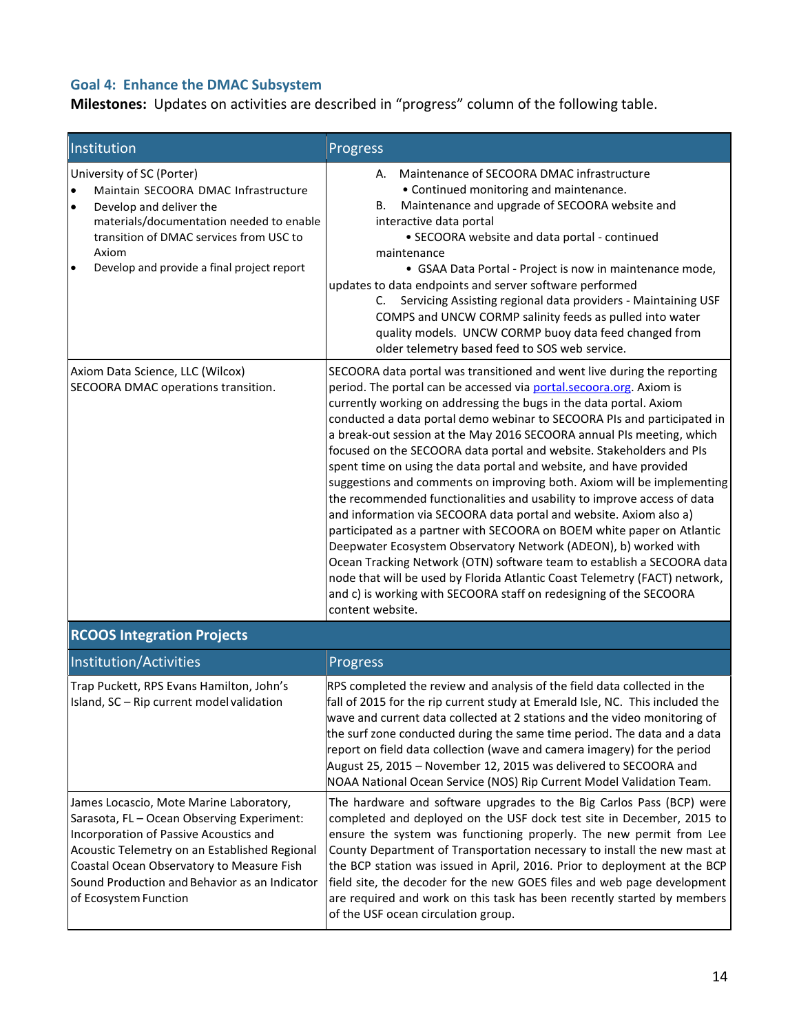### Goal 4: Enhance the DMAC Subsystem

**Milestones:** Updates on activities are described in "progress" column of the following table.

| Institution | Progress |
|---|---|
| University of SC (Porter)<br>• Maintain SECOORA DMAC Infrastructure<br>• Develop and deliver the materials/documentation needed to enable transition of DMAC services from USC to Axiom<br>• Develop and provide a final project report | A. Maintenance of SECOORA DMAC infrastructure<br>• Continued monitoring and maintenance.<br>B. Maintenance and upgrade of SECOORA website and interactive data portal<br>• SECOORA website and data portal - continued maintenance<br>• GSAA Data Portal - Project is now in maintenance mode, updates to data endpoints and server software performed<br>C. Servicing Assisting regional data providers - Maintaining USF COMPS and UNCW CORMP salinity feeds as pulled into water quality models. UNCW CORMP buoy data feed changed from older telemetry based feed to SOS web service. |
| Axiom Data Science, LLC (Wilcox)<br>SECOORA DMAC operations transition. | SECOORA data portal was transitioned and went live during the reporting period. The portal can be accessed via portal.secoora.org. Axiom is currently working on addressing the bugs in the data portal. Axiom conducted a data portal demo webinar to SECOORA PIs and participated in a break-out session at the May 2016 SECOORA annual PIs meeting, which focused on the SECOORA data portal and website. Stakeholders and PIs spent time on using the data portal and website, and have provided suggestions and comments on improving both. Axiom will be implementing the recommended functionalities and usability to improve access of data and information via SECOORA data portal and website. Axiom also a) participated as a partner with SECOORA on BOEM white paper on Atlantic Deepwater Ecosystem Observatory Network (ADEON), b) worked with Ocean Tracking Network (OTN) software team to establish a SECOORA data node that will be used by Florida Atlantic Coast Telemetry (FACT) network, and c) is working with SECOORA staff on redesigning of the SECOORA content website. |
| **RCOOS Integration Projects** | |
| **Institution/Activities** | **Progress** |
| Trap Puckett, RPS Evans Hamilton, John's Island, SC – Rip current model validation | RPS completed the review and analysis of the field data collected in the fall of 2015 for the rip current study at Emerald Isle, NC. This included the wave and current data collected at 2 stations and the video monitoring of the surf zone conducted during the same time period. The data and a data report on field data collection (wave and camera imagery) for the period August 25, 2015 – November 12, 2015 was delivered to SECOORA and NOAA National Ocean Service (NOS) Rip Current Model Validation Team. |
| James Locascio, Mote Marine Laboratory, Sarasota, FL – Ocean Observing Experiment: Incorporation of Passive Acoustics and Acoustic Telemetry on an Established Regional Coastal Ocean Observatory to Measure Fish Sound Production and Behavior as an Indicator of Ecosystem Function | The hardware and software upgrades to the Big Carlos Pass (BCP) were completed and deployed on the USF dock test site in December, 2015 to ensure the system was functioning properly. The new permit from Lee County Department of Transportation necessary to install the new mast at the BCP station was issued in April, 2016. Prior to deployment at the BCP field site, the decoder for the new GOES files and web page development are required and work on this task has been recently started by members of the USF ocean circulation group. |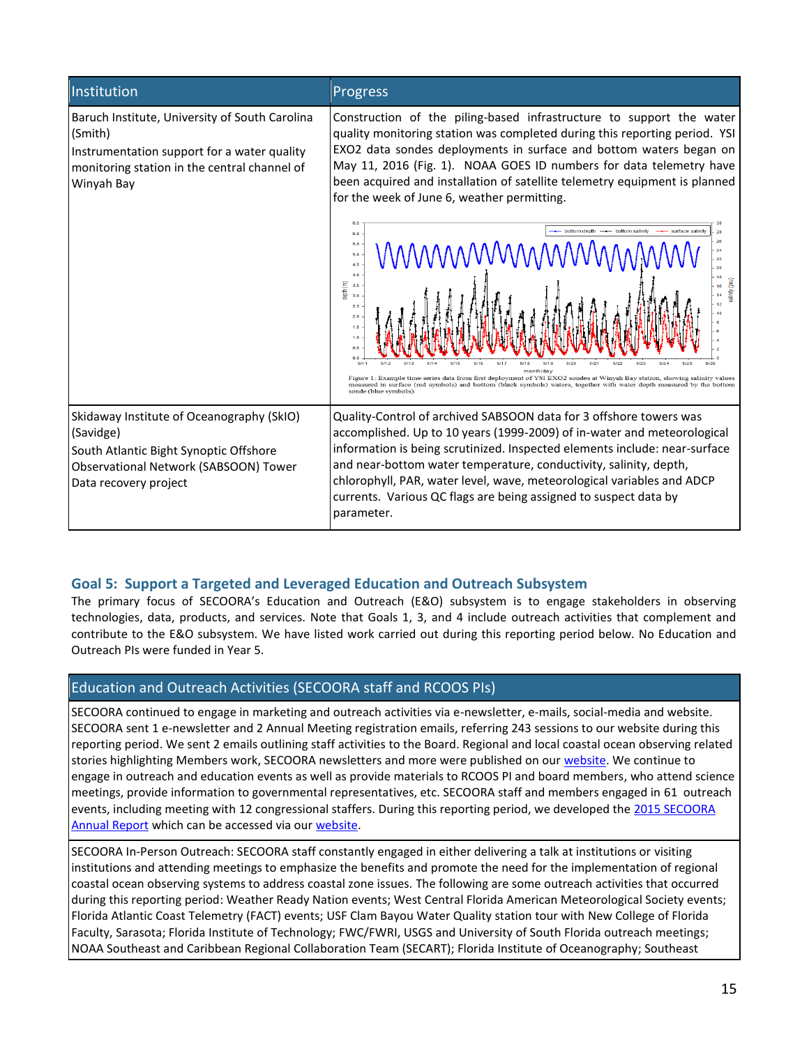| Institution | Progress |
|---|---|
| Baruch Institute, University of South Carolina (Smith)<br>Instrumentation support for a water quality monitoring station in the central channel of Winyah Bay | Construction of the piling-based infrastructure to support the water quality monitoring station was completed during this reporting period. YSI EXO2 data sondes deployments in surface and bottom waters began on May 11, 2016 (Fig. 1). NOAA GOES ID numbers for data telemetry have been acquired and installation of satellite telemetry equipment is planned for the week of June 6, weather permitting.<br><br>Figure 1: Example time-series data from first deployment of YSI EXO2 sondes at Winyah Bay station, showing salinity values measured in surface (red symbols) and bottom (black symbols) waters, together with water depth measured by the bottom sonde (blue symbols). |
| Skidaway Institute of Oceanography (SkIO) (Savidge)<br>South Atlantic Bight Synoptic Offshore Observational Network (SABSOON) Tower Data recovery project | Quality-Control of archived SABSOON data for 3 offshore towers was accomplished. Up to 10 years (1999-2009) of in-water and meteorological information is being scrutinized. Inspected elements include: near-surface and near-bottom water temperature, conductivity, salinity, depth, chlorophyll, PAR, water level, wave, meteorological variables and ADCP currents. Various QC flags are being assigned to suspect data by parameter. |

## Goal 5: Support a Targeted and Leveraged Education and Outreach Subsystem

The primary focus of SECOORA's Education and Outreach (E&O) subsystem is to engage stakeholders in observing technologies, data, products, and services. Note that Goals 1, 3, and 4 include outreach activities that complement and contribute to the E&O subsystem. We have listed work carried out during this reporting period below. No Education and Outreach PIs were funded in Year 5.

| Education and Outreach Activities (SECOORA staff and RCOOS PIs) |
|---|
| SECOORA continued to engage in marketing and outreach activities via e-newsletter, e-mails, social-media and website. SECOORA sent 1 e-newsletter and 2 Annual Meeting registration emails, referring 243 sessions to our website during this reporting period. We sent 2 emails outlining staff activities to the Board. Regional and local coastal ocean observing related stories highlighting Members work, SECOORA newsletters and more were published on our website. We continue to engage in outreach and education events as well as provide materials to RCOOS PI and board members, who attend science meetings, provide information to governmental representatives, etc. SECOORA staff and members engaged in 61 outreach events, including meeting with 12 congressional staffers. During this reporting period, we developed the 2015 SECOORA Annual Report which can be accessed via our website. |
| SECOORA In-Person Outreach: SECOORA staff constantly engaged in either delivering a talk at institutions or visiting institutions and attending meetings to emphasize the benefits and promote the need for the implementation of regional coastal ocean observing systems to address coastal zone issues. The following are some outreach activities that occurred during this reporting period: Weather Ready Nation events; West Central Florida American Meteorological Society events; Florida Atlantic Coast Telemetry (FACT) events; USF Clam Bayou Water Quality station tour with New College of Florida Faculty, Sarasota; Florida Institute of Technology; FWC/FWRI, USGS and University of South Florida outreach meetings; NOAA Southeast and Caribbean Regional Collaboration Team (SECART); Florida Institute of Oceanography; Southeast |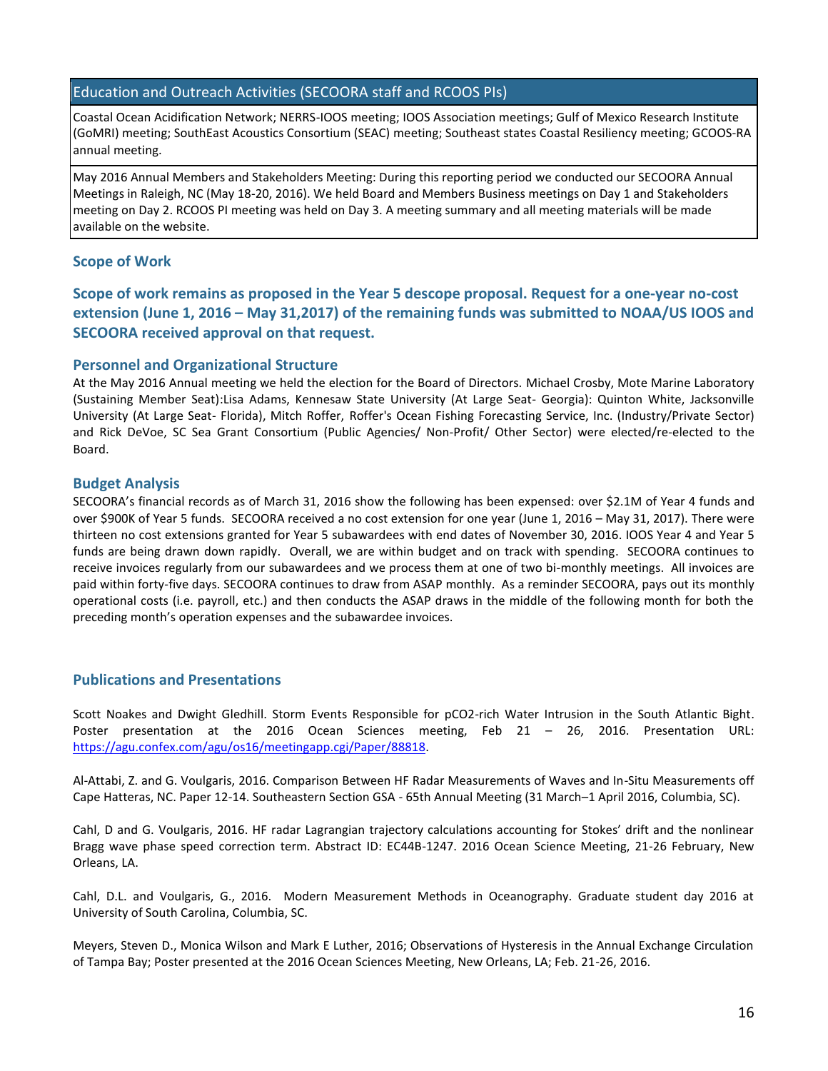| Education and Outreach Activities (SECOORA staff and RCOOS PIs) |
|---|
| Coastal Ocean Acidification Network; NERRS-IOOS meeting; IOOS Association meetings; Gulf of Mexico Research Institute (GoMRI) meeting; SouthEast Acoustics Consortium (SEAC) meeting; Southeast states Coastal Resiliency meeting; GCOOS-RA annual meeting. |
| May 2016 Annual Members and Stakeholders Meeting: During this reporting period we conducted our SECOORA Annual Meetings in Raleigh, NC (May 18-20, 2016). We held Board and Members Business meetings on Day 1 and Stakeholders meeting on Day 2. RCOOS PI meeting was held on Day 3. A meeting summary and all meeting materials will be made available on the website. |

### Scope of Work

**Scope of work remains as proposed in the Year 5 descope proposal. Request for a one-year no-cost extension (June 1, 2016 – May 31,2017) of the remaining funds was submitted to NOAA/US IOOS and SECOORA received approval on that request.**

### Personnel and Organizational Structure

At the May 2016 Annual meeting we held the election for the Board of Directors. Michael Crosby, Mote Marine Laboratory (Sustaining Member Seat):Lisa Adams, Kennesaw State University (At Large Seat- Georgia): Quinton White, Jacksonville University (At Large Seat- Florida), Mitch Roffer, Roffer's Ocean Fishing Forecasting Service, Inc. (Industry/Private Sector) and Rick DeVoe, SC Sea Grant Consortium (Public Agencies/ Non-Profit/ Other Sector) were elected/re-elected to the Board.

### Budget Analysis

SECOORA's financial records as of March 31, 2016 show the following has been expensed: over $2.1M of Year 4 funds and over $900K of Year 5 funds. SECOORA received a no cost extension for one year (June 1, 2016 – May 31, 2017). There were thirteen no cost extensions granted for Year 5 subawardees with end dates of November 30, 2016. IOOS Year 4 and Year 5 funds are being drawn down rapidly. Overall, we are within budget and on track with spending. SECOORA continues to receive invoices regularly from our subawardees and we process them at one of two bi-monthly meetings. All invoices are paid within forty-five days. SECOORA continues to draw from ASAP monthly. As a reminder SECOORA, pays out its monthly operational costs (i.e. payroll, etc.) and then conducts the ASAP draws in the middle of the following month for both the preceding month's operation expenses and the subawardee invoices.

### Publications and Presentations

Scott Noakes and Dwight Gledhill. Storm Events Responsible for pCO2-rich Water Intrusion in the South Atlantic Bight. Poster presentation at the 2016 Ocean Sciences meeting, Feb 21 – 26, 2016. Presentation URL: https://agu.confex.com/agu/os16/meetingapp.cgi/Paper/88818.

Al-Attabi, Z. and G. Voulgaris, 2016. Comparison Between HF Radar Measurements of Waves and In-Situ Measurements off Cape Hatteras, NC. Paper 12-14. Southeastern Section GSA - 65th Annual Meeting (31 March–1 April 2016, Columbia, SC).

Cahl, D and G. Voulgaris, 2016. HF radar Lagrangian trajectory calculations accounting for Stokes' drift and the nonlinear Bragg wave phase speed correction term. Abstract ID: EC44B-1247. 2016 Ocean Science Meeting, 21-26 February, New Orleans, LA.

Cahl, D.L. and Voulgaris, G., 2016. Modern Measurement Methods in Oceanography. Graduate student day 2016 at University of South Carolina, Columbia, SC.

Meyers, Steven D., Monica Wilson and Mark E Luther, 2016; Observations of Hysteresis in the Annual Exchange Circulation of Tampa Bay; Poster presented at the 2016 Ocean Sciences Meeting, New Orleans, LA; Feb. 21-26, 2016.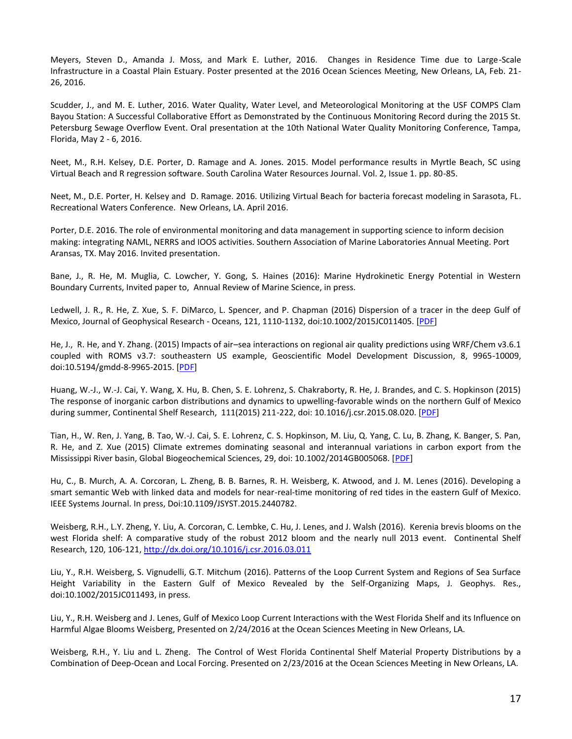Meyers, Steven D., Amanda J. Moss, and Mark E. Luther, 2016. Changes in Residence Time due to Large-Scale Infrastructure in a Coastal Plain Estuary. Poster presented at the 2016 Ocean Sciences Meeting, New Orleans, LA, Feb. 21-26, 2016.

Scudder, J., and M. E. Luther, 2016. Water Quality, Water Level, and Meteorological Monitoring at the USF COMPS Clam Bayou Station: A Successful Collaborative Effort as Demonstrated by the Continuous Monitoring Record during the 2015 St. Petersburg Sewage Overflow Event. Oral presentation at the 10th National Water Quality Monitoring Conference, Tampa, Florida, May 2 - 6, 2016.

Neet, M., R.H. Kelsey, D.E. Porter, D. Ramage and A. Jones. 2015. Model performance results in Myrtle Beach, SC using Virtual Beach and R regression software. South Carolina Water Resources Journal. Vol. 2, Issue 1. pp. 80-85.

Neet, M., D.E. Porter, H. Kelsey and D. Ramage. 2016. Utilizing Virtual Beach for bacteria forecast modeling in Sarasota, FL. Recreational Waters Conference. New Orleans, LA. April 2016.

Porter, D.E. 2016. The role of environmental monitoring and data management in supporting science to inform decision making: integrating NAML, NERRS and IOOS activities. Southern Association of Marine Laboratories Annual Meeting. Port Aransas, TX. May 2016. Invited presentation.

Bane, J., R. He, M. Muglia, C. Lowcher, Y. Gong, S. Haines (2016): Marine Hydrokinetic Energy Potential in Western Boundary Currents, Invited paper to, Annual Review of Marine Science, in press.

Ledwell, J. R., R. He, Z. Xue, S. F. DiMarco, L. Spencer, and P. Chapman (2016) Dispersion of a tracer in the deep Gulf of Mexico, Journal of Geophysical Research - Oceans, 121, 1110-1132, doi:10.1002/2015JC011405. [PDF]

He, J., R. He, and Y. Zhang. (2015) Impacts of air–sea interactions on regional air quality predictions using WRF/Chem v3.6.1 coupled with ROMS v3.7: southeastern US example, Geoscientific Model Development Discussion, 8, 9965-10009, doi:10.5194/gmdd-8-9965-2015. [PDF]

Huang, W.-J., W.-J. Cai, Y. Wang, X. Hu, B. Chen, S. E. Lohrenz, S. Chakraborty, R. He, J. Brandes, and C. S. Hopkinson (2015) The response of inorganic carbon distributions and dynamics to upwelling-favorable winds on the northern Gulf of Mexico during summer, Continental Shelf Research, 111(2015) 211-222, doi: 10.1016/j.csr.2015.08.020. [PDF]

Tian, H., W. Ren, J. Yang, B. Tao, W.-J. Cai, S. E. Lohrenz, C. S. Hopkinson, M. Liu, Q. Yang, C. Lu, B. Zhang, K. Banger, S. Pan, R. He, and Z. Xue (2015) Climate extremes dominating seasonal and interannual variations in carbon export from the Mississippi River basin, Global Biogeochemical Sciences, 29, doi: 10.1002/2014GB005068. [PDF]

Hu, C., B. Murch, A. A. Corcoran, L. Zheng, B. B. Barnes, R. H. Weisberg, K. Atwood, and J. M. Lenes (2016). Developing a smart semantic Web with linked data and models for near-real-time monitoring of red tides in the eastern Gulf of Mexico. IEEE Systems Journal. In press, Doi:10.1109/JSYST.2015.2440782.

Weisberg, R.H., L.Y. Zheng, Y. Liu, A. Corcoran, C. Lembke, C. Hu, J. Lenes, and J. Walsh (2016). Kerenia brevis blooms on the west Florida shelf: A comparative study of the robust 2012 bloom and the nearly null 2013 event. Continental Shelf Research, 120, 106-121, http://dx.doi.org/10.1016/j.csr.2016.03.011

Liu, Y., R.H. Weisberg, S. Vignudelli, G.T. Mitchum (2016). Patterns of the Loop Current System and Regions of Sea Surface Height Variability in the Eastern Gulf of Mexico Revealed by the Self-Organizing Maps, J. Geophys. Res., doi:10.1002/2015JC011493, in press.

Liu, Y., R.H. Weisberg and J. Lenes, Gulf of Mexico Loop Current Interactions with the West Florida Shelf and its Influence on Harmful Algae Blooms Weisberg, Presented on 2/24/2016 at the Ocean Sciences Meeting in New Orleans, LA.

Weisberg, R.H., Y. Liu and L. Zheng. The Control of West Florida Continental Shelf Material Property Distributions by a Combination of Deep-Ocean and Local Forcing. Presented on 2/23/2016 at the Ocean Sciences Meeting in New Orleans, LA.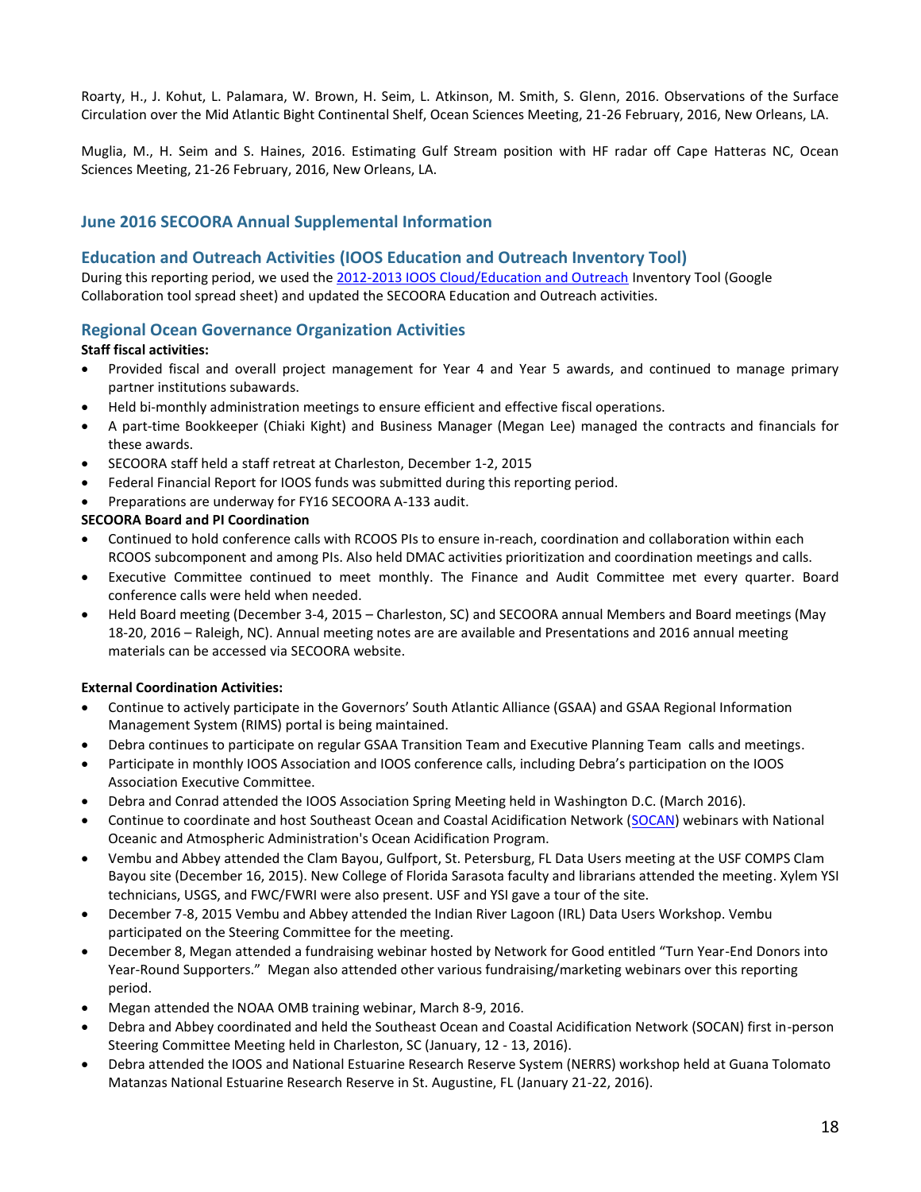Roarty, H., J. Kohut, L. Palamara, W. Brown, H. Seim, L. Atkinson, M. Smith, S. Glenn, 2016. Observations of the Surface Circulation over the Mid Atlantic Bight Continental Shelf, Ocean Sciences Meeting, 21-26 February, 2016, New Orleans, LA.

Muglia, M., H. Seim and S. Haines, 2016. Estimating Gulf Stream position with HF radar off Cape Hatteras NC, Ocean Sciences Meeting, 21-26 February, 2016, New Orleans, LA.

## June 2016 SECOORA Annual Supplemental Information

## Education and Outreach Activities (IOOS Education and Outreach Inventory Tool)

During this reporting period, we used the [2012-2013 IOOS Cloud/Education and Outreach] Inventory Tool (Google Collaboration tool spread sheet) and updated the SECOORA Education and Outreach activities.

## Regional Ocean Governance Organization Activities

**Staff fiscal activities:**

- Provided fiscal and overall project management for Year 4 and Year 5 awards, and continued to manage primary partner institutions subawards.
- Held bi-monthly administration meetings to ensure efficient and effective fiscal operations.
- A part-time Bookkeeper (Chiaki Kight) and Business Manager (Megan Lee) managed the contracts and financials for these awards.
- SECOORA staff held a staff retreat at Charleston, December 1-2, 2015
- Federal Financial Report for IOOS funds was submitted during this reporting period.
- Preparations are underway for FY16 SECOORA A-133 audit.

**SECOORA Board and PI Coordination**

- Continued to hold conference calls with RCOOS PIs to ensure in-reach, coordination and collaboration within each RCOOS subcomponent and among PIs. Also held DMAC activities prioritization and coordination meetings and calls.
- Executive Committee continued to meet monthly. The Finance and Audit Committee met every quarter. Board conference calls were held when needed.
- Held Board meeting (December 3-4, 2015 – Charleston, SC) and SECOORA annual Members and Board meetings (May 18-20, 2016 – Raleigh, NC). Annual meeting notes are are available and Presentations and 2016 annual meeting materials can be accessed via SECOORA website.

**External Coordination Activities:**

- Continue to actively participate in the Governors' South Atlantic Alliance (GSAA) and GSAA Regional Information Management System (RIMS) portal is being maintained.
- Debra continues to participate on regular GSAA Transition Team and Executive Planning Team calls and meetings.
- Participate in monthly IOOS Association and IOOS conference calls, including Debra's participation on the IOOS Association Executive Committee.
- Debra and Conrad attended the IOOS Association Spring Meeting held in Washington D.C. (March 2016).
- Continue to coordinate and host Southeast Ocean and Coastal Acidification Network ([SOCAN]) webinars with National Oceanic and Atmospheric Administration's Ocean Acidification Program.
- Vembu and Abbey attended the Clam Bayou, Gulfport, St. Petersburg, FL Data Users meeting at the USF COMPS Clam Bayou site (December 16, 2015). New College of Florida Sarasota faculty and librarians attended the meeting. Xylem YSI technicians, USGS, and FWC/FWRI were also present. USF and YSI gave a tour of the site.
- December 7-8, 2015 Vembu and Abbey attended the Indian River Lagoon (IRL) Data Users Workshop. Vembu participated on the Steering Committee for the meeting.
- December 8, Megan attended a fundraising webinar hosted by Network for Good entitled "Turn Year-End Donors into Year-Round Supporters." Megan also attended other various fundraising/marketing webinars over this reporting period.
- Megan attended the NOAA OMB training webinar, March 8-9, 2016.
- Debra and Abbey coordinated and held the Southeast Ocean and Coastal Acidification Network (SOCAN) first in-person Steering Committee Meeting held in Charleston, SC (January, 12 - 13, 2016).
- Debra attended the IOOS and National Estuarine Research Reserve System (NERRS) workshop held at Guana Tolomato Matanzas National Estuarine Research Reserve in St. Augustine, FL (January 21-22, 2016).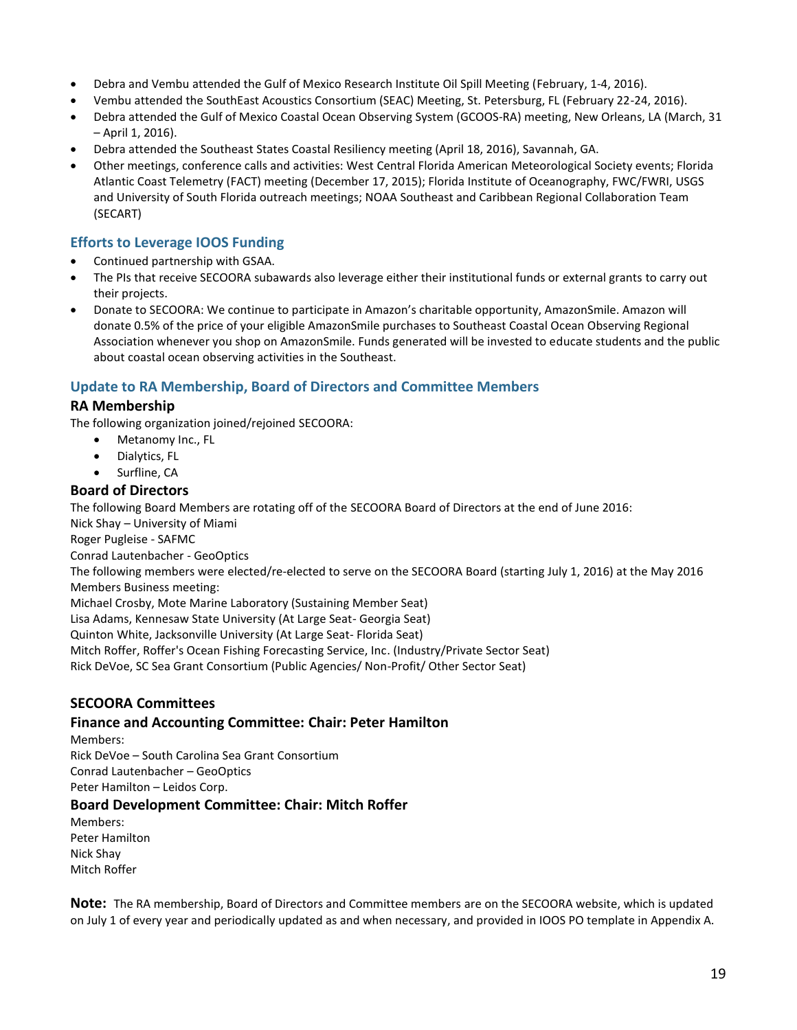- Debra and Vembu attended the Gulf of Mexico Research Institute Oil Spill Meeting (February, 1-4, 2016).
- Vembu attended the SouthEast Acoustics Consortium (SEAC) Meeting, St. Petersburg, FL (February 22-24, 2016).
- Debra attended the Gulf of Mexico Coastal Ocean Observing System (GCOOS-RA) meeting, New Orleans, LA (March, 31 – April 1, 2016).
- Debra attended the Southeast States Coastal Resiliency meeting (April 18, 2016), Savannah, GA.
- Other meetings, conference calls and activities: West Central Florida American Meteorological Society events; Florida Atlantic Coast Telemetry (FACT) meeting (December 17, 2015); Florida Institute of Oceanography, FWC/FWRI, USGS and University of South Florida outreach meetings; NOAA Southeast and Caribbean Regional Collaboration Team (SECART)

## Efforts to Leverage IOOS Funding

- Continued partnership with GSAA.
- The PIs that receive SECOORA subawards also leverage either their institutional funds or external grants to carry out their projects.
- Donate to SECOORA: We continue to participate in Amazon's charitable opportunity, AmazonSmile. Amazon will donate 0.5% of the price of your eligible AmazonSmile purchases to Southeast Coastal Ocean Observing Regional Association whenever you shop on AmazonSmile. Funds generated will be invested to educate students and the public about coastal ocean observing activities in the Southeast.

## Update to RA Membership, Board of Directors and Committee Members

### RA Membership

The following organization joined/rejoined SECOORA:

- Metanomy Inc., FL
- Dialytics, FL
- Surfline, CA

### Board of Directors

The following Board Members are rotating off of the SECOORA Board of Directors at the end of June 2016:
Nick Shay – University of Miami
Roger Pugleise - SAFMC
Conrad Lautenbacher - GeoOptics
The following members were elected/re-elected to serve on the SECOORA Board (starting July 1, 2016) at the May 2016 Members Business meeting:
Michael Crosby, Mote Marine Laboratory (Sustaining Member Seat)
Lisa Adams, Kennesaw State University (At Large Seat- Georgia Seat)
Quinton White, Jacksonville University (At Large Seat- Florida Seat)
Mitch Roffer, Roffer's Ocean Fishing Forecasting Service, Inc. (Industry/Private Sector Seat)
Rick DeVoe, SC Sea Grant Consortium (Public Agencies/ Non-Profit/ Other Sector Seat)

### SECOORA Committees

### Finance and Accounting Committee: Chair: Peter Hamilton

Members:
Rick DeVoe – South Carolina Sea Grant Consortium
Conrad Lautenbacher – GeoOptics
Peter Hamilton – Leidos Corp.

### Board Development Committee: Chair: Mitch Roffer

Members:
Peter Hamilton
Nick Shay
Mitch Roffer

**Note:** The RA membership, Board of Directors and Committee members are on the SECOORA website, which is updated on July 1 of every year and periodically updated as and when necessary, and provided in IOOS PO template in Appendix A.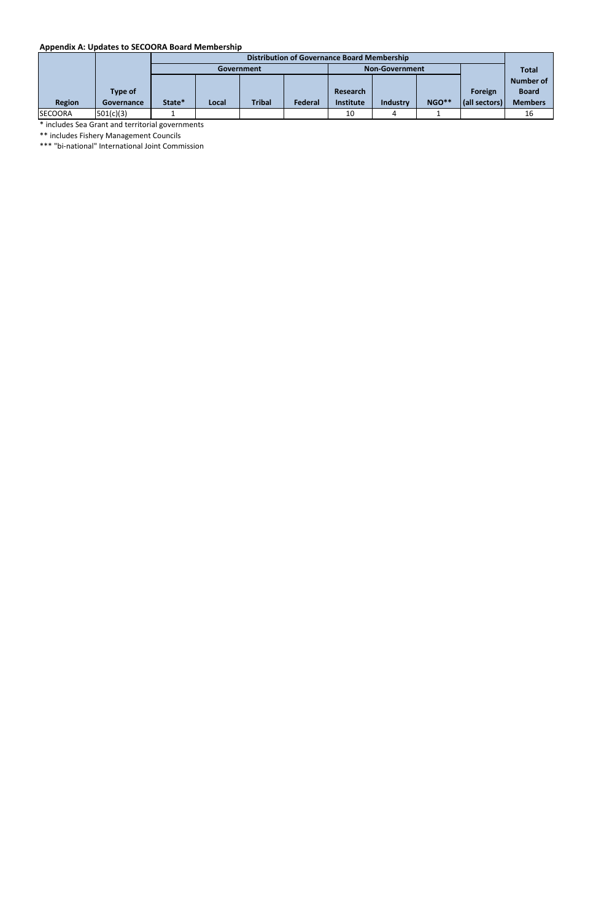**Appendix A: Updates to SECOORA Board Membership**

| Region | Type of Governance | Distribution of Governance Board Membership | | | | | | | | Total Number of Board Members |
|---|---|---|---|---|---|---|---|---|---|---|
| | | Government | | | | Non-Government | | | | |
| | | State* | Local | Tribal | Federal | Research Institute | Industry | NGO** | Foreign (all sectors) | |
| SECOORA | 501(c)(3) | 1 | | | | 10 | 4 | 1 | | 16 |

* includes Sea Grant and territorial governments

** includes Fishery Management Councils

*** "bi-national" International Joint Commission